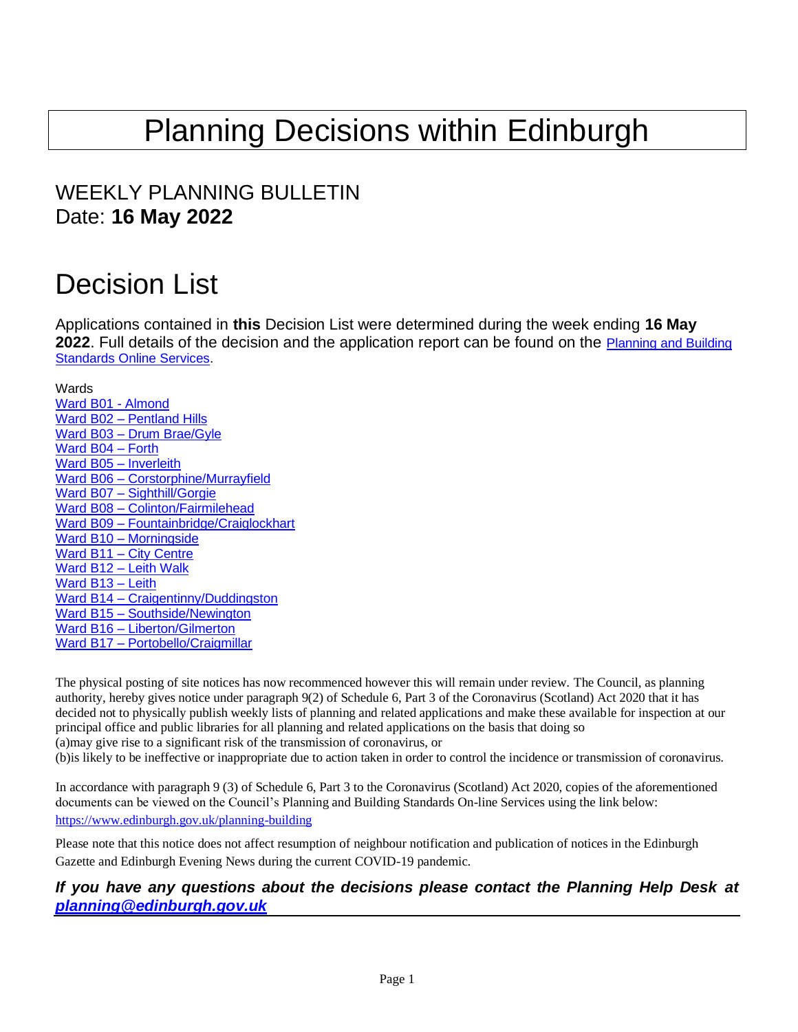# Planning Decisions within Edinburgh

## WEEKLY PLANNING BULLETIN
Date: **16 May 2022**

# Decision List

Applications contained in **this** Decision List were determined during the week ending **16 May 2022**. Full details of the decision and the application report can be found on the Planning and Building Standards Online Services.

Wards
- Ward B01 - Almond
- Ward B02 – Pentland Hills
- Ward B03 – Drum Brae/Gyle
- Ward B04 – Forth
- Ward B05 – Inverleith
- Ward B06 – Corstorphine/Murrayfield
- Ward B07 – Sighthill/Gorgie
- Ward B08 – Colinton/Fairmilehead
- Ward B09 – Fountainbridge/Craiglockhart
- Ward B10 – Morningside
- Ward B11 – City Centre
- Ward B12 – Leith Walk
- Ward B13 – Leith
- Ward B14 – Craigentinny/Duddingston
- Ward B15 – Southside/Newington
- Ward B16 – Liberton/Gilmerton
- Ward B17 – Portobello/Craigmillar

The physical posting of site notices has now recommenced however this will remain under review. The Council, as planning authority, hereby gives notice under paragraph 9(2) of Schedule 6, Part 3 of the Coronavirus (Scotland) Act 2020 that it has decided not to physically publish weekly lists of planning and related applications and make these available for inspection at our principal office and public libraries for all planning and related applications on the basis that doing so
(a)may give rise to a significant risk of the transmission of coronavirus, or
(b)is likely to be ineffective or inappropriate due to action taken in order to control the incidence or transmission of coronavirus.

In accordance with paragraph 9 (3) of Schedule 6, Part 3 to the Coronavirus (Scotland) Act 2020, copies of the aforementioned documents can be viewed on the Council's Planning and Building Standards On-line Services using the link below:
https://www.edinburgh.gov.uk/planning-building

Please note that this notice does not affect resumption of neighbour notification and publication of notices in the Edinburgh Gazette and Edinburgh Evening News during the current COVID-19 pandemic.

***If you have any questions about the decisions please contact the Planning Help Desk at planning@edinburgh.gov.uk***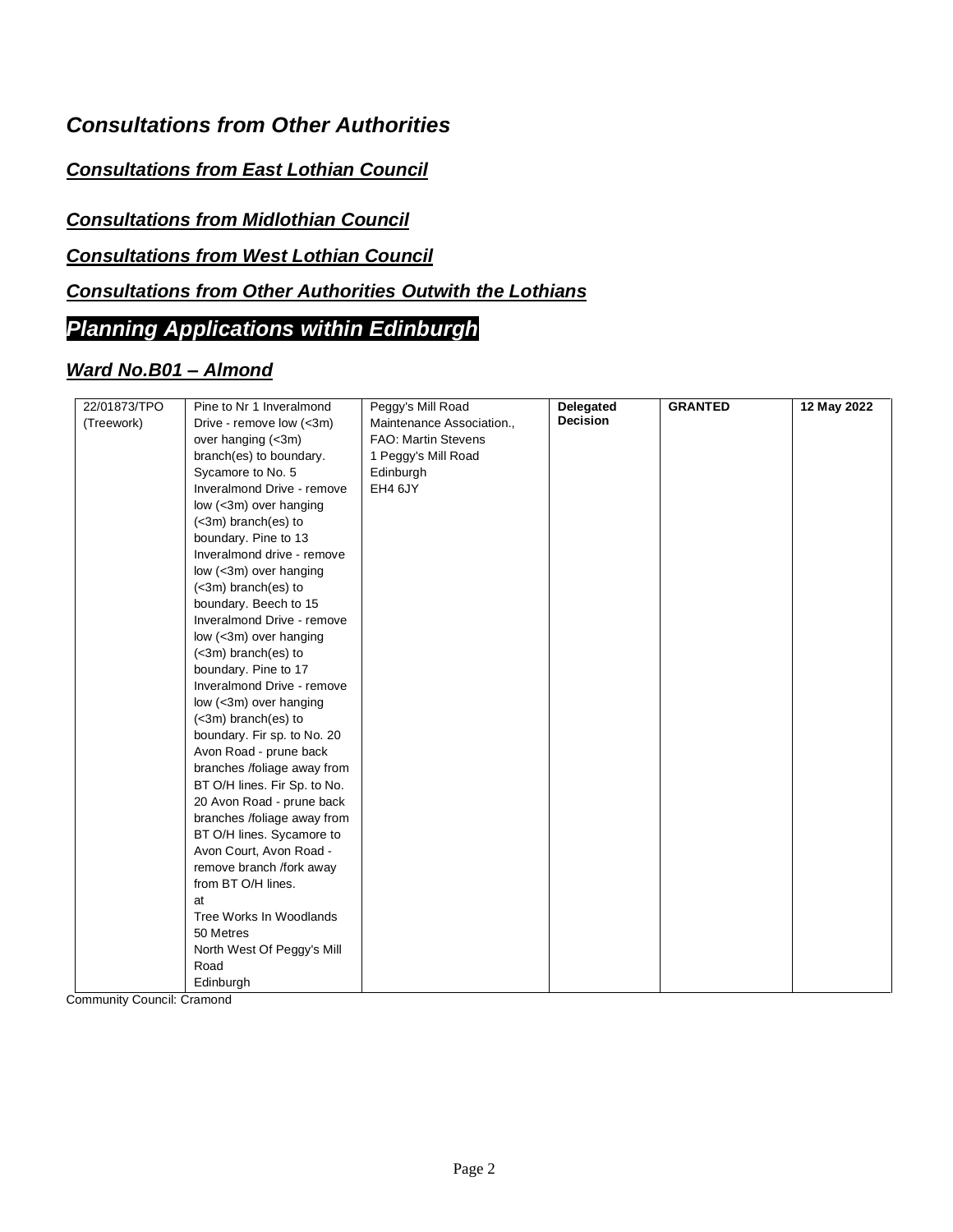# *Consultations from Other Authorities*

## ***Consultations from East Lothian Council***

## ***Consultations from Midlothian Council***

## ***Consultations from West Lothian Council***

## ***Consultations from Other Authorities Outwith the Lothians***

# *Planning Applications within Edinburgh*

## ***Ward No.B01 – Almond***

| | | | | | |
|---|---|---|---|---|---|
| 22/01873/TPO (Treework) | Pine to Nr 1 Inveralmond Drive - remove low (<3m) over hanging (<3m) branch(es) to boundary. Sycamore to No. 5 Inveralmond Drive - remove low (<3m) over hanging (<3m) branch(es) to boundary. Pine to 13 Inveralmond drive - remove low (<3m) over hanging (<3m) branch(es) to boundary. Beech to 15 Inveralmond Drive - remove low (<3m) over hanging (<3m) branch(es) to boundary. Pine to 17 Inveralmond Drive - remove low (<3m) over hanging (<3m) branch(es) to boundary. Fir sp. to No. 20 Avon Road - prune back branches /foliage away from BT O/H lines. Fir Sp. to No. 20 Avon Road - prune back branches /foliage away from BT O/H lines. Sycamore to Avon Court, Avon Road - remove branch /fork away from BT O/H lines. at Tree Works In Woodlands 50 Metres North West Of Peggy's Mill Road Edinburgh | Peggy's Mill Road Maintenance Association., FAO: Martin Stevens 1 Peggy's Mill Road Edinburgh EH4 6JY | **Delegated Decision** | **GRANTED** | **12 May 2022** |

Community Council: Cramond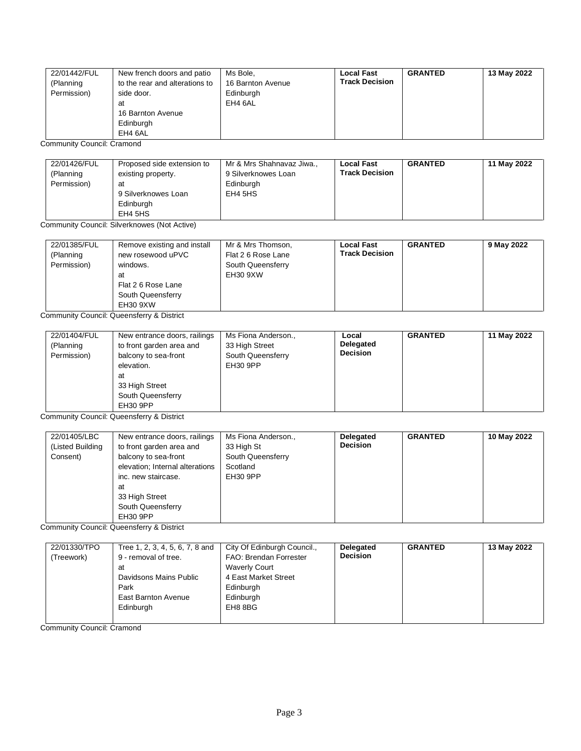| 22/01442/FUL (Planning Permission) | New french doors and patio to the rear and alterations to side door. at 16 Barnton Avenue Edinburgh EH4 6AL | Ms Bole, 16 Barnton Avenue Edinburgh EH4 6AL | **Local Fast Track Decision** | **GRANTED** | **13 May 2022** |
|---|---|---|---|---|---|

Community Council: Cramond

| 22/01426/FUL (Planning Permission) | Proposed side extension to existing property. at 9 Silverknowes Loan Edinburgh EH4 5HS | Mr & Mrs Shahnavaz Jiwa., 9 Silverknowes Loan Edinburgh EH4 5HS | **Local Fast Track Decision** | **GRANTED** | **11 May 2022** |
|---|---|---|---|---|---|

Community Council: Silverknowes (Not Active)

| 22/01385/FUL (Planning Permission) | Remove existing and install new rosewood uPVC windows. at Flat 2 6 Rose Lane South Queensferry EH30 9XW | Mr & Mrs Thomson, Flat 2 6 Rose Lane South Queensferry EH30 9XW | **Local Fast Track Decision** | **GRANTED** | **9 May 2022** |
|---|---|---|---|---|---|

Community Council: Queensferry & District

| 22/01404/FUL (Planning Permission) | New entrance doors, railings to front garden area and balcony to sea-front elevation. at 33 High Street South Queensferry EH30 9PP | Ms Fiona Anderson., 33 High Street South Queensferry EH30 9PP | **Local Delegated Decision** | **GRANTED** | **11 May 2022** |
|---|---|---|---|---|---|

Community Council: Queensferry & District

| 22/01405/LBC (Listed Building Consent) | New entrance doors, railings to front garden area and balcony to sea-front elevation; Internal alterations inc. new staircase. at 33 High Street South Queensferry EH30 9PP | Ms Fiona Anderson., 33 High St South Queensferry Scotland EH30 9PP | **Delegated Decision** | **GRANTED** | **10 May 2022** |
|---|---|---|---|---|---|

Community Council: Queensferry & District

| 22/01330/TPO (Treework) | Tree 1, 2, 3, 4, 5, 6, 7, 8 and 9 - removal of tree. at Davidsons Mains Public Park East Barnton Avenue Edinburgh | City Of Edinburgh Council., FAO: Brendan Forrester Waverly Court 4 East Market Street Edinburgh Edinburgh EH8 8BG | **Delegated Decision** | **GRANTED** | **13 May 2022** |
|---|---|---|---|---|---|

Community Council: Cramond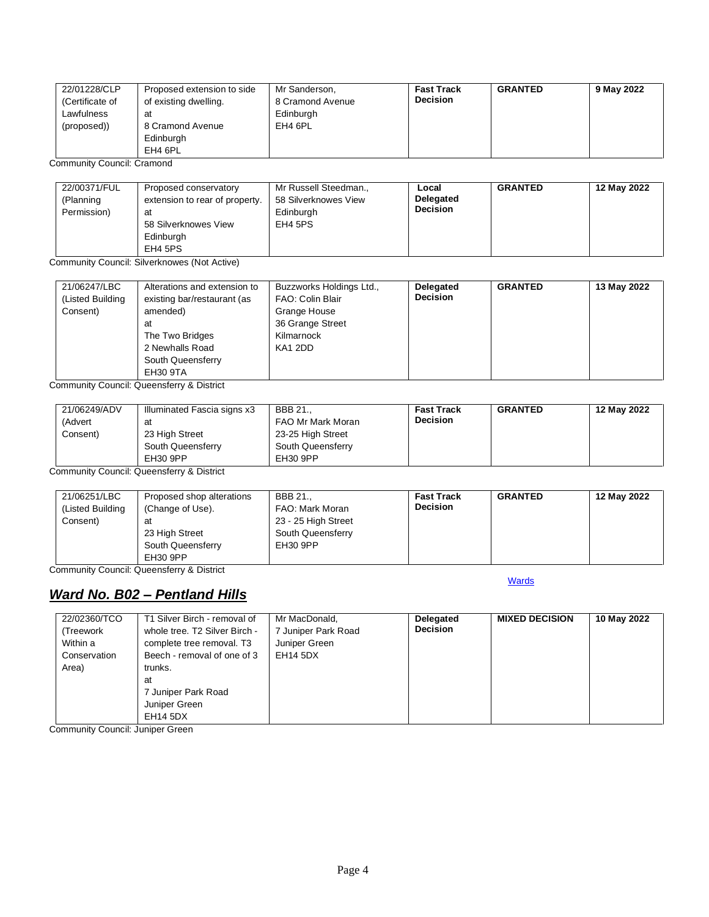| | | | | | |
|---|---|---|---|---|---|
| 22/01228/CLP (Certificate of Lawfulness (proposed)) | Proposed extension to side of existing dwelling. at 8 Cramond Avenue Edinburgh EH4 6PL | Mr Sanderson, 8 Cramond Avenue Edinburgh EH4 6PL | **Fast Track Decision** | **GRANTED** | **9 May 2022** |

Community Council: Cramond

| | | | | | |
|---|---|---|---|---|---|
| 22/00371/FUL (Planning Permission) | Proposed conservatory extension to rear of property. at 58 Silverknowes View Edinburgh EH4 5PS | Mr Russell Steedman., 58 Silverknowes View Edinburgh EH4 5PS | **Local Delegated Decision** | **GRANTED** | **12 May 2022** |

Community Council: Silverknowes (Not Active)

| | | | | | |
|---|---|---|---|---|---|
| 21/06247/LBC (Listed Building Consent) | Alterations and extension to existing bar/restaurant (as amended) at The Two Bridges 2 Newhalls Road South Queensferry EH30 9TA | Buzzworks Holdings Ltd., FAO: Colin Blair Grange House 36 Grange Street Kilmarnock KA1 2DD | **Delegated Decision** | **GRANTED** | **13 May 2022** |

Community Council: Queensferry & District

| | | | | | |
|---|---|---|---|---|---|
| 21/06249/ADV (Advert Consent) | Illuminated Fascia signs x3 at 23 High Street South Queensferry EH30 9PP | BBB 21., FAO Mr Mark Moran 23-25 High Street South Queensferry EH30 9PP | **Fast Track Decision** | **GRANTED** | **12 May 2022** |

Community Council: Queensferry & District

| | | | | | |
|---|---|---|---|---|---|
| 21/06251/LBC (Listed Building Consent) | Proposed shop alterations (Change of Use). at 23 High Street South Queensferry EH30 9PP | BBB 21., FAO: Mark Moran 23 - 25 High Street South Queensferry EH30 9PP | **Fast Track Decision** | **GRANTED** | **12 May 2022** |

Community Council: Queensferry & District

Wards

## *Ward No. B02 – Pentland Hills*

| | | | | | |
|---|---|---|---|---|---|
| 22/02360/TCO (Treework Within a Conservation Area) | T1 Silver Birch - removal of whole tree. T2 Silver Birch - complete tree removal. T3 Beech - removal of one of 3 trunks. at 7 Juniper Park Road Juniper Green EH14 5DX | Mr MacDonald, 7 Juniper Park Road Juniper Green EH14 5DX | **Delegated Decision** | **MIXED DECISION** | **10 May 2022** |

Community Council: Juniper Green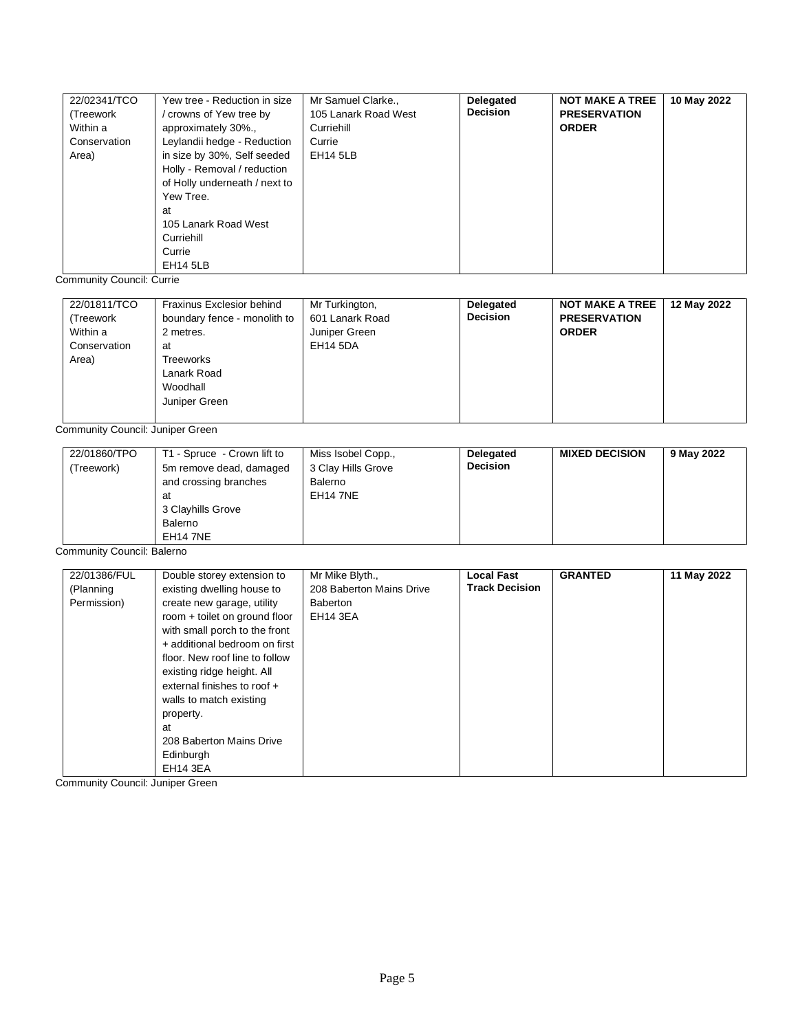| | | | | | |
|---|---|---|---|---|---|
| 22/02341/TCO (Treework Within a Conservation Area) | Yew tree - Reduction in size / crowns of Yew tree by approximately 30%., Leylandii hedge - Reduction in size by 30%, Self seeded Holly - Removal / reduction of Holly underneath / next to Yew Tree. at 105 Lanark Road West Curriehill Currie EH14 5LB | Mr Samuel Clarke., 105 Lanark Road West Curriehill Currie EH14 5LB | **Delegated Decision** | **NOT MAKE A TREE PRESERVATION ORDER** | **10 May 2022** |

Community Council: Currie

| | | | | | |
|---|---|---|---|---|---|
| 22/01811/TCO (Treework Within a Conservation Area) | Fraxinus Exclesior behind boundary fence - monolith to 2 metres. at Treeworks Lanark Road Woodhall Juniper Green | Mr Turkington, 601 Lanark Road Juniper Green EH14 5DA | **Delegated Decision** | **NOT MAKE A TREE PRESERVATION ORDER** | **12 May 2022** |

Community Council: Juniper Green

| | | | | | |
|---|---|---|---|---|---|
| 22/01860/TPO (Treework) | T1 - Spruce - Crown lift to 5m remove dead, damaged and crossing branches at 3 Clayhills Grove Balerno EH14 7NE | Miss Isobel Copp., 3 Clay Hills Grove Balerno EH14 7NE | **Delegated Decision** | **MIXED DECISION** | **9 May 2022** |

Community Council: Balerno

| | | | | | |
|---|---|---|---|---|---|
| 22/01386/FUL (Planning Permission) | Double storey extension to existing dwelling house to create new garage, utility room + toilet on ground floor with small porch to the front + additional bedroom on first floor. New roof line to follow existing ridge height. All external finishes to roof + walls to match existing property. at 208 Baberton Mains Drive Edinburgh EH14 3EA | Mr Mike Blyth., 208 Baberton Mains Drive Baberton EH14 3EA | **Local Fast Track Decision** | **GRANTED** | **11 May 2022** |

Community Council: Juniper Green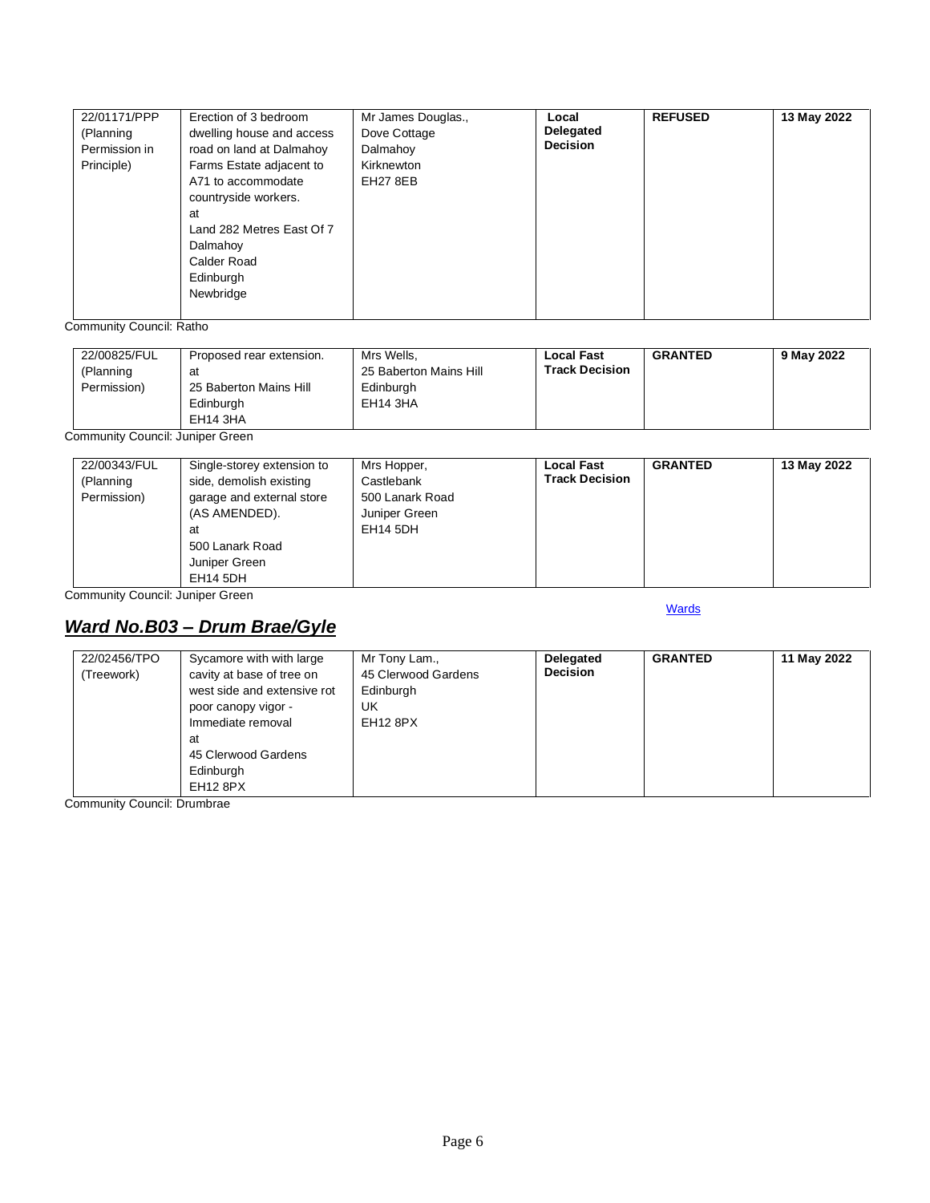| 22/01171/PPP (Planning Permission in Principle) | Erection of 3 bedroom dwelling house and access road on land at Dalmahoy Farms Estate adjacent to A71 to accommodate countryside workers. at Land 282 Metres East Of 7 Dalmahoy Calder Road Edinburgh Newbridge | Mr James Douglas., Dove Cottage Dalmahoy Kirknewton EH27 8EB | **Local Delegated Decision** | **REFUSED** | **13 May 2022** |
|---|---|---|---|---|---|

Community Council: Ratho

| 22/00825/FUL (Planning Permission) | Proposed rear extension. at 25 Baberton Mains Hill Edinburgh EH14 3HA | Mrs Wells, 25 Baberton Mains Hill Edinburgh EH14 3HA | **Local Fast Track Decision** | **GRANTED** | **9 May 2022** |
|---|---|---|---|---|---|

Community Council: Juniper Green

| 22/00343/FUL (Planning Permission) | Single-storey extension to side, demolish existing garage and external store (AS AMENDED). at 500 Lanark Road Juniper Green EH14 5DH | Mrs Hopper, Castlebank 500 Lanark Road Juniper Green EH14 5DH | **Local Fast Track Decision** | **GRANTED** | **13 May 2022** |
|---|---|---|---|---|---|

Community Council: Juniper Green

Wards

## ***Ward No.B03 – Drum Brae/Gyle***

| 22/02456/TPO (Treework) | Sycamore with with large cavity at base of tree on west side and extensive rot poor canopy vigor - Immediate removal at 45 Clerwood Gardens Edinburgh EH12 8PX | Mr Tony Lam., 45 Clerwood Gardens Edinburgh UK EH12 8PX | **Delegated Decision** | **GRANTED** | **11 May 2022** |
|---|---|---|---|---|---|

Community Council: Drumbrae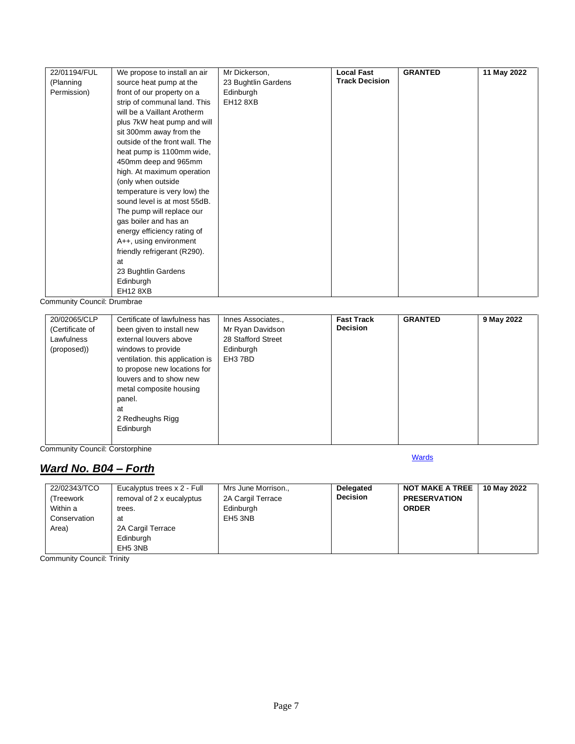| | | | | | |
|---|---|---|---|---|---|
| 22/01194/FUL (Planning Permission) | We propose to install an air source heat pump at the front of our property on a strip of communal land. This will be a Vaillant Arotherm plus 7kW heat pump and will sit 300mm away from the outside of the front wall. The heat pump is 1100mm wide, 450mm deep and 965mm high. At maximum operation (only when outside temperature is very low) the sound level is at most 55dB. The pump will replace our gas boiler and has an energy efficiency rating of A++, using environment friendly refrigerant (R290). at 23 Bughtlin Gardens Edinburgh EH12 8XB | Mr Dickerson, 23 Bughtlin Gardens Edinburgh EH12 8XB | **Local Fast Track Decision** | **GRANTED** | **11 May 2022** |

Community Council: Drumbrae

| | | | | | |
|---|---|---|---|---|---|
| 20/02065/CLP (Certificate of Lawfulness (proposed)) | Certificate of lawfulness has been given to install new external louvers above windows to provide ventilation. this application is to propose new locations for louvers and to show new metal composite housing panel. at 2 Redheughs Rigg Edinburgh | Innes Associates., Mr Ryan Davidson 28 Stafford Street Edinburgh EH3 7BD | **Fast Track Decision** | **GRANTED** | **9 May 2022** |

Community Council: Corstorphine

Wards

## *Ward No. B04 – Forth*

| | | | | | |
|---|---|---|---|---|---|
| 22/02343/TCO (Treework Within a Conservation Area) | Eucalyptus trees x 2 - Full removal of 2 x eucalyptus trees. at 2A Cargil Terrace Edinburgh EH5 3NB | Mrs June Morrison., 2A Cargil Terrace Edinburgh EH5 3NB | **Delegated Decision** | **NOT MAKE A TREE PRESERVATION ORDER** | **10 May 2022** |

Community Council: Trinity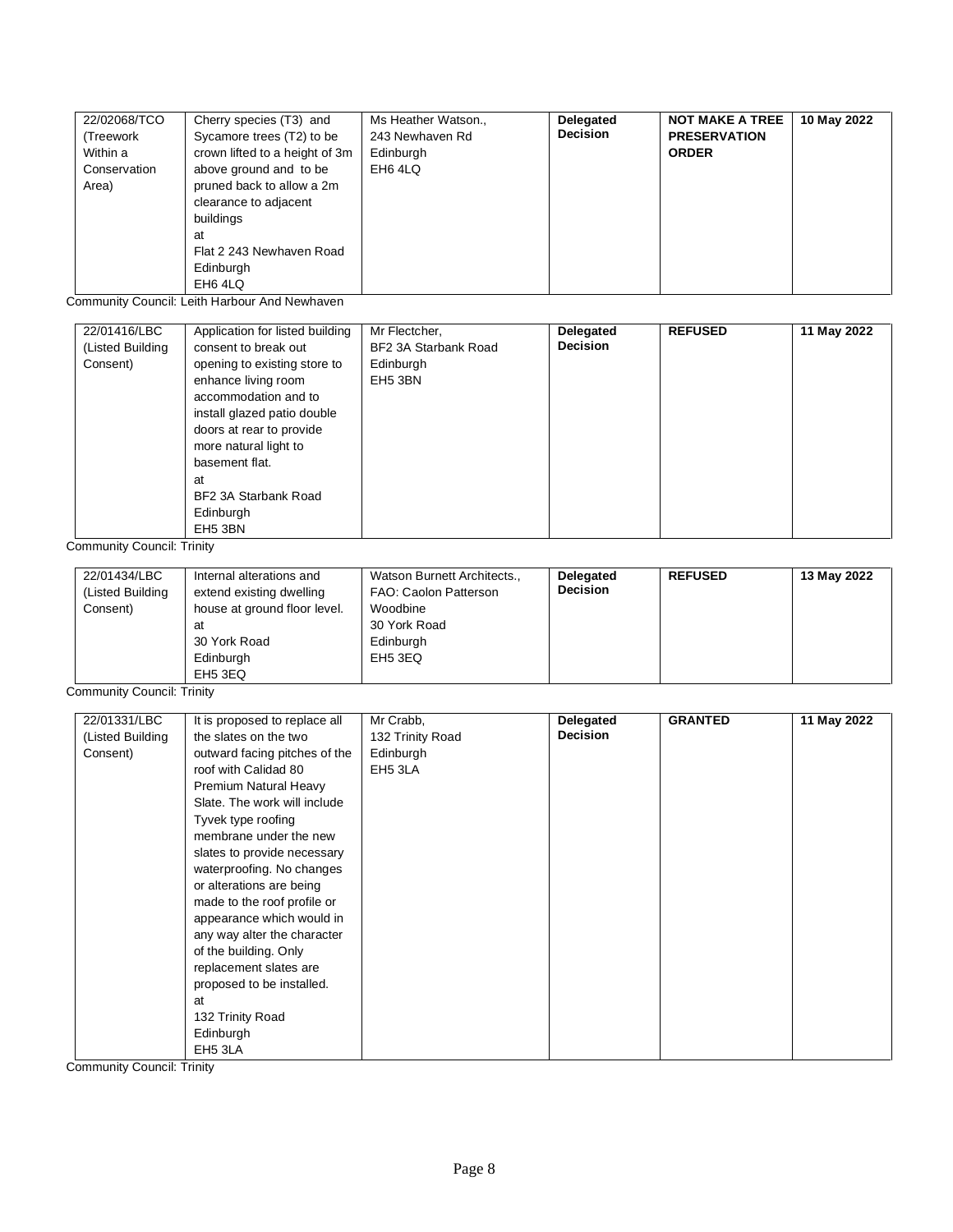| 22/02068/TCO (Treework Within a Conservation Area) | Cherry species (T3) and Sycamore trees (T2) to be crown lifted to a height of 3m above ground and to be pruned back to allow a 2m clearance to adjacent buildings at Flat 2 243 Newhaven Road Edinburgh EH6 4LQ | Ms Heather Watson., 243 Newhaven Rd Edinburgh EH6 4LQ | **Delegated Decision** | **NOT MAKE A TREE PRESERVATION ORDER** | **10 May 2022** |
|---|---|---|---|---|---|

Community Council: Leith Harbour And Newhaven

| 22/01416/LBC (Listed Building Consent) | Application for listed building consent to break out opening to existing store to enhance living room accommodation and to install glazed patio double doors at rear to provide more natural light to basement flat. at BF2 3A Starbank Road Edinburgh EH5 3BN | Mr Flectcher, BF2 3A Starbank Road Edinburgh EH5 3BN | **Delegated Decision** | **REFUSED** | **11 May 2022** |
|---|---|---|---|---|---|

Community Council: Trinity

| 22/01434/LBC (Listed Building Consent) | Internal alterations and extend existing dwelling house at ground floor level. at 30 York Road Edinburgh EH5 3EQ | Watson Burnett Architects., FAO: Caolon Patterson Woodbine 30 York Road Edinburgh EH5 3EQ | **Delegated Decision** | **REFUSED** | **13 May 2022** |
|---|---|---|---|---|---|

Community Council: Trinity

| 22/01331/LBC (Listed Building Consent) | It is proposed to replace all the slates on the two outward facing pitches of the roof with Calidad 80 Premium Natural Heavy Slate. The work will include Tyvek type roofing membrane under the new slates to provide necessary waterproofing. No changes or alterations are being made to the roof profile or appearance which would in any way alter the character of the building. Only replacement slates are proposed to be installed. at 132 Trinity Road Edinburgh EH5 3LA | Mr Crabb, 132 Trinity Road Edinburgh EH5 3LA | **Delegated Decision** | **GRANTED** | **11 May 2022** |
|---|---|---|---|---|---|

Community Council: Trinity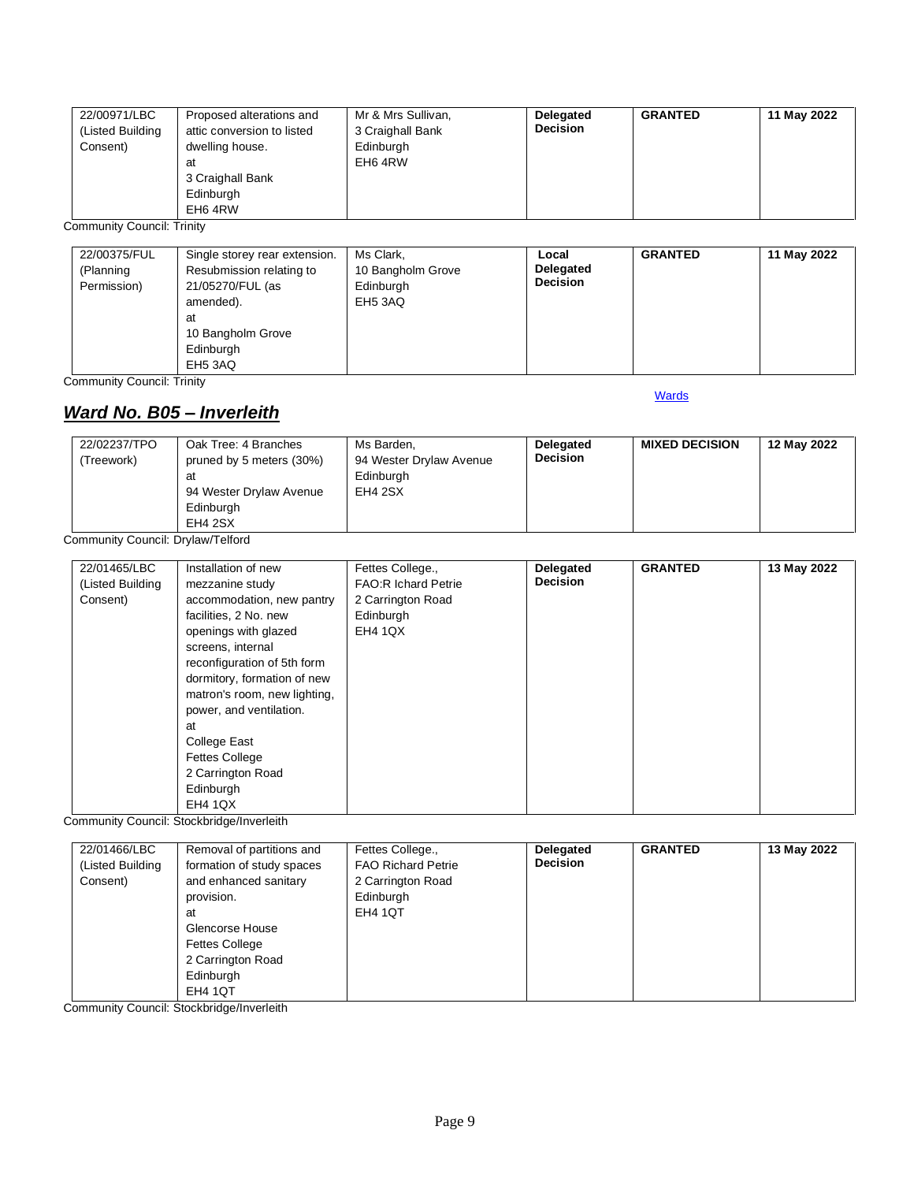| | | | | | |
|---|---|---|---|---|---|
| 22/00971/LBC (Listed Building Consent) | Proposed alterations and attic conversion to listed dwelling house. at 3 Craighall Bank Edinburgh EH6 4RW | Mr & Mrs Sullivan, 3 Craighall Bank Edinburgh EH6 4RW | **Delegated Decision** | **GRANTED** | **11 May 2022** |

Community Council: Trinity

| | | | | | |
|---|---|---|---|---|---|
| 22/00375/FUL (Planning Permission) | Single storey rear extension. Resubmission relating to 21/05270/FUL (as amended). at 10 Bangholm Grove Edinburgh EH5 3AQ | Ms Clark, 10 Bangholm Grove Edinburgh EH5 3AQ | **Local Delegated Decision** | **GRANTED** | **11 May 2022** |

Community Council: Trinity

Wards

## *Ward No. B05 – Inverleith*

| | | | | | |
|---|---|---|---|---|---|
| 22/02237/TPO (Treework) | Oak Tree: 4 Branches pruned by 5 meters (30%) at 94 Wester Drylaw Avenue Edinburgh EH4 2SX | Ms Barden, 94 Wester Drylaw Avenue Edinburgh EH4 2SX | **Delegated Decision** | **MIXED DECISION** | **12 May 2022** |

Community Council: Drylaw/Telford

| | | | | | |
|---|---|---|---|---|---|
| 22/01465/LBC (Listed Building Consent) | Installation of new mezzanine study accommodation, new pantry facilities, 2 No. new openings with glazed screens, internal reconfiguration of 5th form dormitory, formation of new matron's room, new lighting, power, and ventilation. at College East Fettes College 2 Carrington Road Edinburgh EH4 1QX | Fettes College., FAO:R Ichard Petrie 2 Carrington Road Edinburgh EH4 1QX | **Delegated Decision** | **GRANTED** | **13 May 2022** |

Community Council: Stockbridge/Inverleith

| | | | | | |
|---|---|---|---|---|---|
| 22/01466/LBC (Listed Building Consent) | Removal of partitions and formation of study spaces and enhanced sanitary provision. at Glencorse House Fettes College 2 Carrington Road Edinburgh EH4 1QT | Fettes College., FAO Richard Petrie 2 Carrington Road Edinburgh EH4 1QT | **Delegated Decision** | **GRANTED** | **13 May 2022** |

Community Council: Stockbridge/Inverleith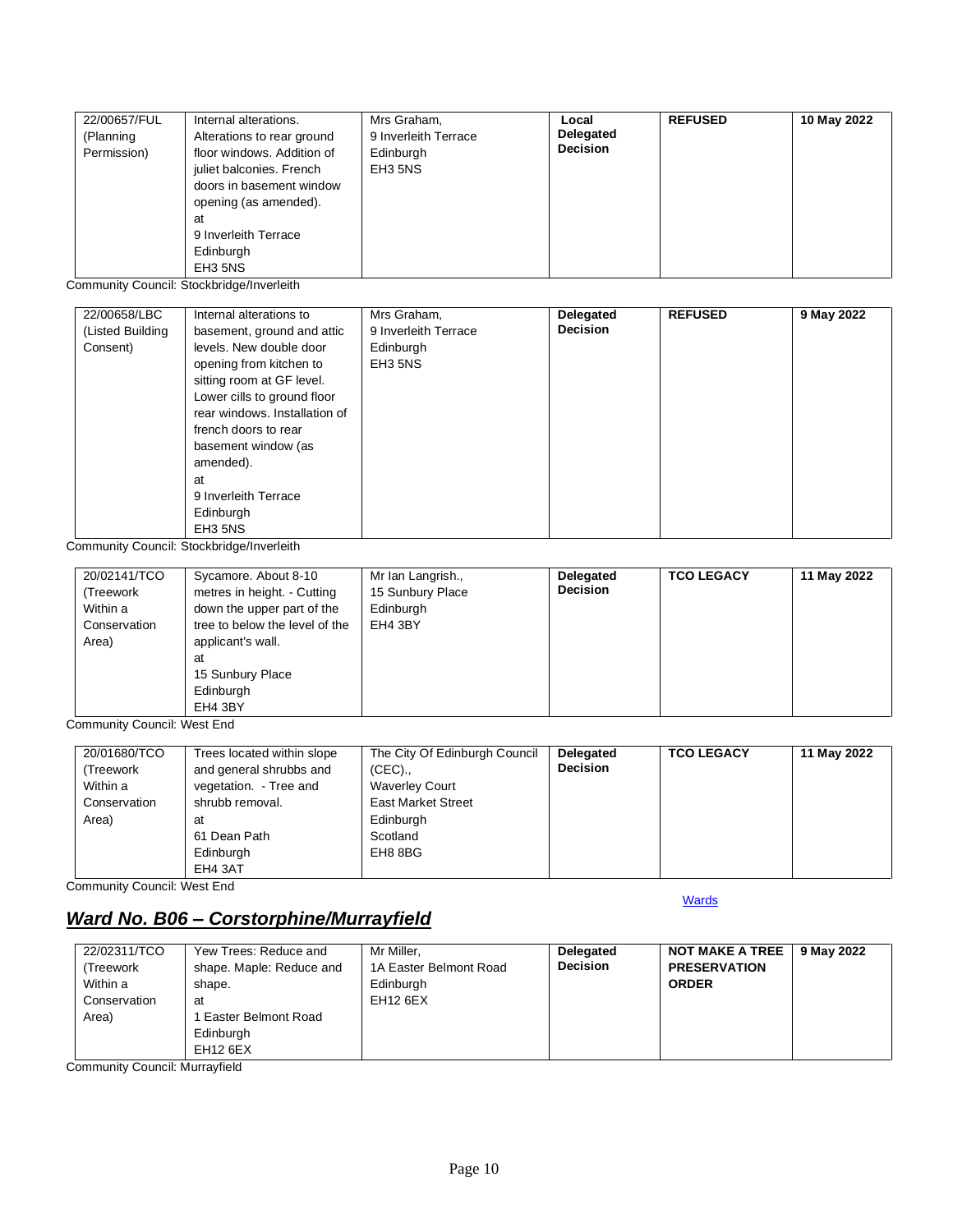| 22/00657/FUL (Planning Permission) | Internal alterations. Alterations to rear ground floor windows. Addition of juliet balconies. French doors in basement window opening (as amended). at 9 Inverleith Terrace Edinburgh EH3 5NS | Mrs Graham, 9 Inverleith Terrace Edinburgh EH3 5NS | **Local Delegated Decision** | **REFUSED** | **10 May 2022** |
|---|---|---|---|---|---|

Community Council: Stockbridge/Inverleith

| 22/00658/LBC (Listed Building Consent) | Internal alterations to basement, ground and attic levels. New double door opening from kitchen to sitting room at GF level. Lower cills to ground floor rear windows. Installation of french doors to rear basement window (as amended). at 9 Inverleith Terrace Edinburgh EH3 5NS | Mrs Graham, 9 Inverleith Terrace Edinburgh EH3 5NS | **Delegated Decision** | **REFUSED** | **9 May 2022** |
|---|---|---|---|---|---|

Community Council: Stockbridge/Inverleith

| 20/02141/TCO (Treework Within a Conservation Area) | Sycamore. About 8-10 metres in height. - Cutting down the upper part of the tree to below the level of the applicant's wall. at 15 Sunbury Place Edinburgh EH4 3BY | Mr Ian Langrish., 15 Sunbury Place Edinburgh EH4 3BY | **Delegated Decision** | **TCO LEGACY** | **11 May 2022** |
|---|---|---|---|---|---|

Community Council: West End

| 20/01680/TCO (Treework Within a Conservation Area) | Trees located within slope and general shrubbs and vegetation. - Tree and shrubb removal. at 61 Dean Path Edinburgh EH4 3AT | The City Of Edinburgh Council (CEC)., Waverley Court East Market Street Edinburgh Scotland EH8 8BG | **Delegated Decision** | **TCO LEGACY** | **11 May 2022** |
|---|---|---|---|---|---|

Community Council: West End

Wards

## *Ward No. B06 – Corstorphine/Murrayfield*

| 22/02311/TCO (Treework Within a Conservation Area) | Yew Trees: Reduce and shape. Maple: Reduce and shape. at 1 Easter Belmont Road Edinburgh EH12 6EX | Mr Miller, 1A Easter Belmont Road Edinburgh EH12 6EX | **Delegated Decision** | **NOT MAKE A TREE PRESERVATION ORDER** | **9 May 2022** |
|---|---|---|---|---|---|

Community Council: Murrayfield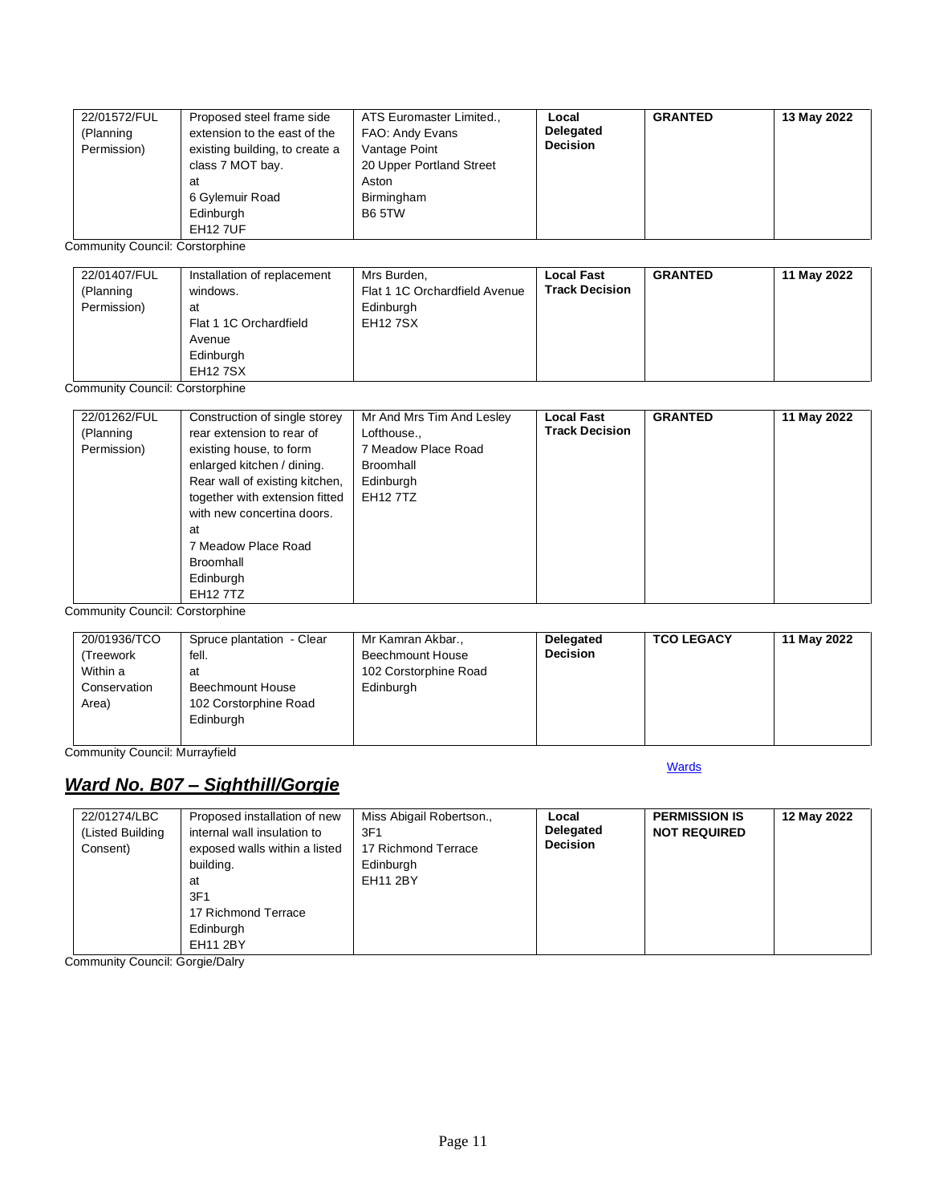| | | | | | |
|---|---|---|---|---|---|
| 22/01572/FUL (Planning Permission) | Proposed steel frame side extension to the east of the existing building, to create a class 7 MOT bay. at 6 Gylemuir Road Edinburgh EH12 7UF | ATS Euromaster Limited., FAO: Andy Evans Vantage Point 20 Upper Portland Street Aston Birmingham B6 5TW | **Local Delegated Decision** | **GRANTED** | **13 May 2022** |

Community Council: Corstorphine

| | | | | | |
|---|---|---|---|---|---|
| 22/01407/FUL (Planning Permission) | Installation of replacement windows. at Flat 1 1C Orchardfield Avenue Edinburgh EH12 7SX | Mrs Burden, Flat 1 1C Orchardfield Avenue Edinburgh EH12 7SX | **Local Fast Track Decision** | **GRANTED** | **11 May 2022** |

Community Council: Corstorphine

| | | | | | |
|---|---|---|---|---|---|
| 22/01262/FUL (Planning Permission) | Construction of single storey rear extension to rear of existing house, to form enlarged kitchen / dining. Rear wall of existing kitchen, together with extension fitted with new concertina doors. at 7 Meadow Place Road Broomhall Edinburgh EH12 7TZ | Mr And Mrs Tim And Lesley Lofthouse., 7 Meadow Place Road Broomhall Edinburgh EH12 7TZ | **Local Fast Track Decision** | **GRANTED** | **11 May 2022** |

Community Council: Corstorphine

| | | | | | |
|---|---|---|---|---|---|
| 20/01936/TCO (Treework Within a Conservation Area) | Spruce plantation - Clear fell. at Beechmount House 102 Corstorphine Road Edinburgh | Mr Kamran Akbar., Beechmount House 102 Corstorphine Road Edinburgh | **Delegated Decision** | **TCO LEGACY** | **11 May 2022** |

Community Council: Murrayfield

Wards

## ***Ward No. B07 – Sighthill/Gorgie***

| | | | | | |
|---|---|---|---|---|---|
| 22/01274/LBC (Listed Building Consent) | Proposed installation of new internal wall insulation to exposed walls within a listed building. at 3F1 17 Richmond Terrace Edinburgh EH11 2BY | Miss Abigail Robertson., 3F1 17 Richmond Terrace Edinburgh EH11 2BY | **Local Delegated Decision** | **PERMISSION IS NOT REQUIRED** | **12 May 2022** |

Community Council: Gorgie/Dalry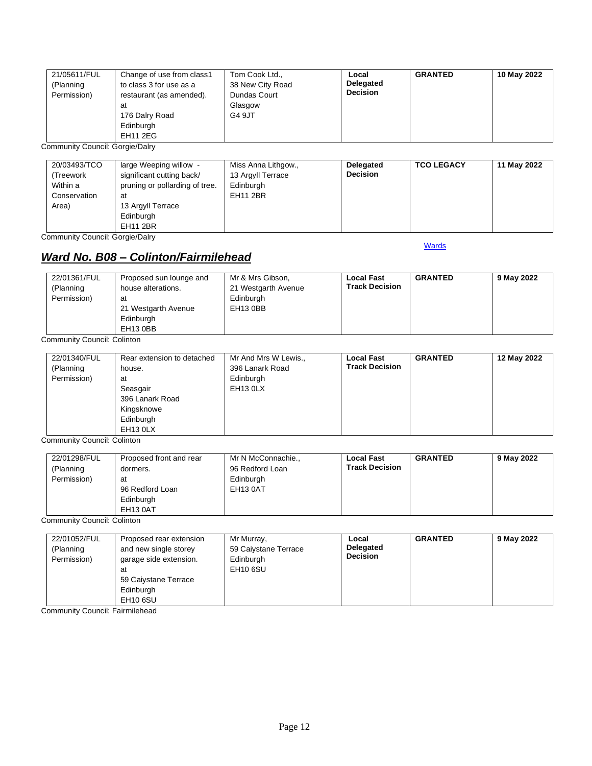| | | | | | |
|---|---|---|---|---|---|
| 21/05611/FUL (Planning Permission) | Change of use from class1 to class 3 for use as a restaurant (as amended). at 176 Dalry Road Edinburgh EH11 2EG | Tom Cook Ltd., 38 New City Road Dundas Court Glasgow G4 9JT | **Local Delegated Decision** | **GRANTED** | **10 May 2022** |

Community Council: Gorgie/Dalry

| | | | | | |
|---|---|---|---|---|---|
| 20/03493/TCO (Treework Within a Conservation Area) | large Weeping willow - significant cutting back/ pruning or pollarding of tree. at 13 Argyll Terrace Edinburgh EH11 2BR | Miss Anna Lithgow., 13 Argyll Terrace Edinburgh EH11 2BR | **Delegated Decision** | **TCO LEGACY** | **11 May 2022** |

Community Council: Gorgie/Dalry

Wards

## ***Ward No. B08 – Colinton/Fairmilehead***

| | | | | | |
|---|---|---|---|---|---|
| 22/01361/FUL (Planning Permission) | Proposed sun lounge and house alterations. at 21 Westgarth Avenue Edinburgh EH13 0BB | Mr & Mrs Gibson, 21 Westgarth Avenue Edinburgh EH13 0BB | **Local Fast Track Decision** | **GRANTED** | **9 May 2022** |

Community Council: Colinton

| | | | | | |
|---|---|---|---|---|---|
| 22/01340/FUL (Planning Permission) | Rear extension to detached house. at Seasgair 396 Lanark Road Kingsknowe Edinburgh EH13 0LX | Mr And Mrs W Lewis., 396 Lanark Road Edinburgh EH13 0LX | **Local Fast Track Decision** | **GRANTED** | **12 May 2022** |

Community Council: Colinton

| | | | | | |
|---|---|---|---|---|---|
| 22/01298/FUL (Planning Permission) | Proposed front and rear dormers. at 96 Redford Loan Edinburgh EH13 0AT | Mr N McConnachie., 96 Redford Loan Edinburgh EH13 0AT | **Local Fast Track Decision** | **GRANTED** | **9 May 2022** |

Community Council: Colinton

| | | | | | |
|---|---|---|---|---|---|
| 22/01052/FUL (Planning Permission) | Proposed rear extension and new single storey garage side extension. at 59 Caiystane Terrace Edinburgh EH10 6SU | Mr Murray, 59 Caiystane Terrace Edinburgh EH10 6SU | **Local Delegated Decision** | **GRANTED** | **9 May 2022** |

Community Council: Fairmilehead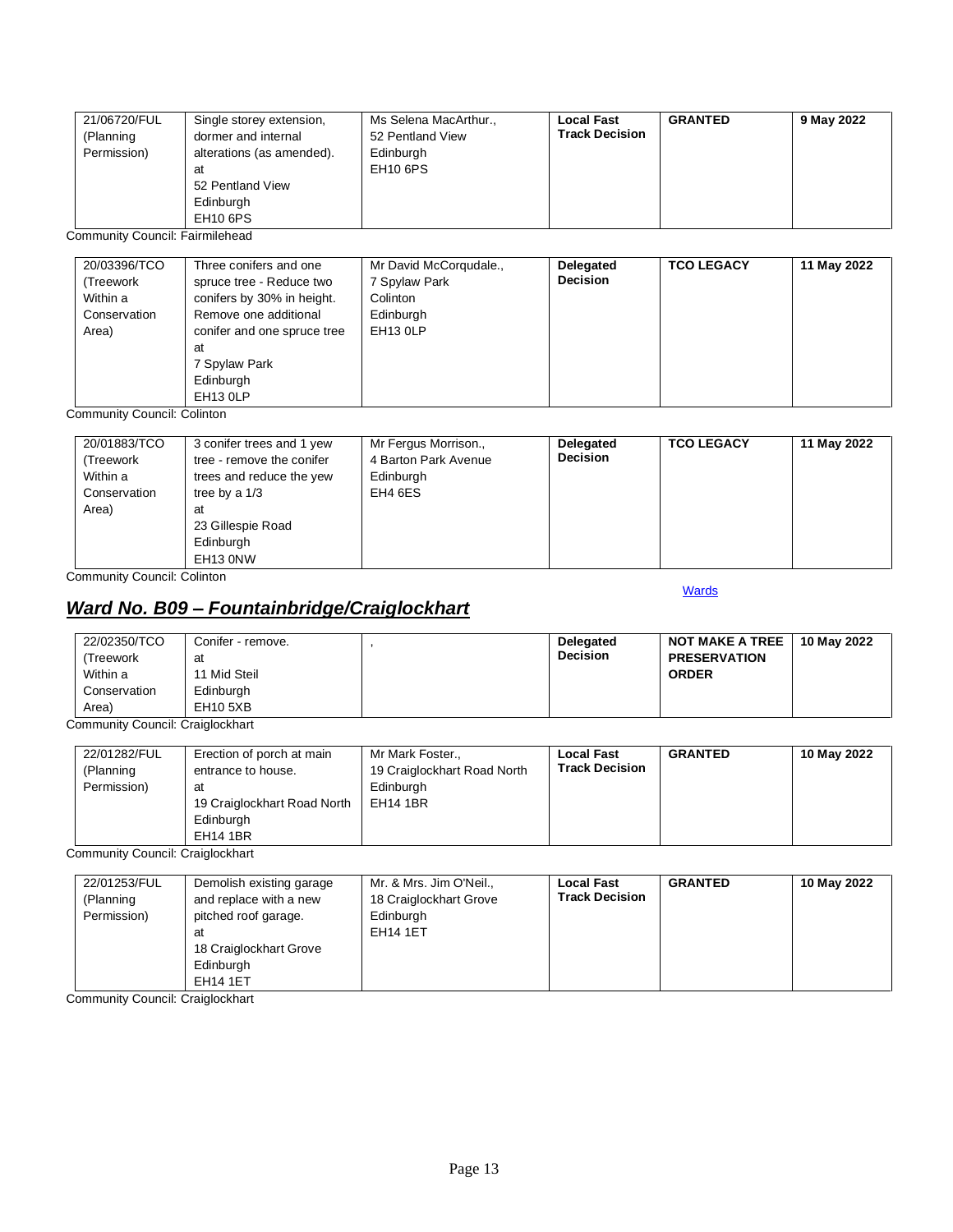| | | | | | |
|---|---|---|---|---|---|
| 21/06720/FUL (Planning Permission) | Single storey extension, dormer and internal alterations (as amended). at 52 Pentland View Edinburgh EH10 6PS | Ms Selena MacArthur., 52 Pentland View Edinburgh EH10 6PS | **Local Fast Track Decision** | **GRANTED** | **9 May 2022** |

Community Council: Fairmilehead

| | | | | | |
|---|---|---|---|---|---|
| 20/03396/TCO (Treework Within a Conservation Area) | Three conifers and one spruce tree - Reduce two conifers by 30% in height. Remove one additional conifer and one spruce tree at 7 Spylaw Park Edinburgh EH13 0LP | Mr David McCorqudale., 7 Spylaw Park Colinton Edinburgh EH13 0LP | **Delegated Decision** | **TCO LEGACY** | **11 May 2022** |

Community Council: Colinton

| | | | | | |
|---|---|---|---|---|---|
| 20/01883/TCO (Treework Within a Conservation Area) | 3 conifer trees and 1 yew tree - remove the conifer trees and reduce the yew tree by a 1/3 at 23 Gillespie Road Edinburgh EH13 0NW | Mr Fergus Morrison., 4 Barton Park Avenue Edinburgh EH4 6ES | **Delegated Decision** | **TCO LEGACY** | **11 May 2022** |

Community Council: Colinton

Wards

## *Ward No. B09 – Fountainbridge/Craiglockhart*

| | | | | | |
|---|---|---|---|---|---|
| 22/02350/TCO (Treework Within a Conservation Area) | Conifer - remove. at 11 Mid Steil Edinburgh EH10 5XB | , | **Delegated Decision** | **NOT MAKE A TREE PRESERVATION ORDER** | **10 May 2022** |

Community Council: Craiglockhart

| | | | | | |
|---|---|---|---|---|---|
| 22/01282/FUL (Planning Permission) | Erection of porch at main entrance to house. at 19 Craiglockhart Road North Edinburgh EH14 1BR | Mr Mark Foster., 19 Craiglockhart Road North Edinburgh EH14 1BR | **Local Fast Track Decision** | **GRANTED** | **10 May 2022** |

Community Council: Craiglockhart

| | | | | | |
|---|---|---|---|---|---|
| 22/01253/FUL (Planning Permission) | Demolish existing garage and replace with a new pitched roof garage. at 18 Craiglockhart Grove Edinburgh EH14 1ET | Mr. & Mrs. Jim O'Neil., 18 Craiglockhart Grove Edinburgh EH14 1ET | **Local Fast Track Decision** | **GRANTED** | **10 May 2022** |

Community Council: Craiglockhart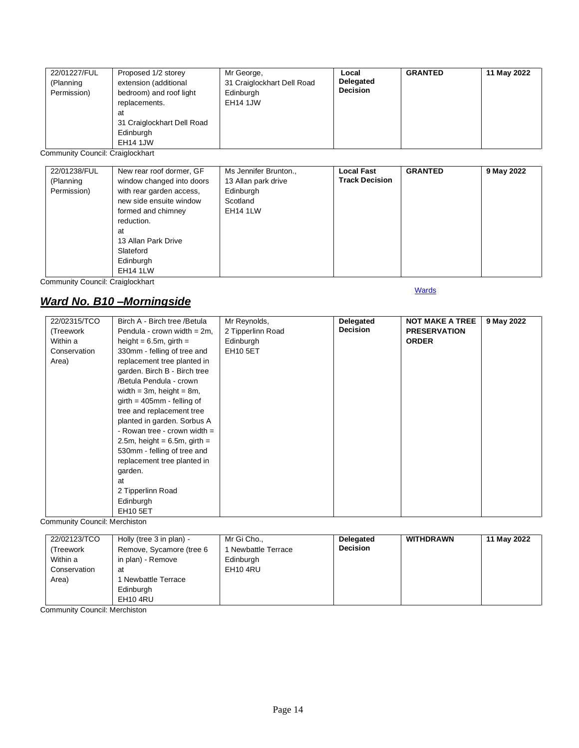| | | | | | |
|---|---|---|---|---|---|
| 22/01227/FUL (Planning Permission) | Proposed 1/2 storey extension (additional bedroom) and roof light replacements. at 31 Craiglockhart Dell Road Edinburgh EH14 1JW | Mr George, 31 Craiglockhart Dell Road Edinburgh EH14 1JW | **Local Delegated Decision** | **GRANTED** | **11 May 2022** |

Community Council: Craiglockhart

| | | | | | |
|---|---|---|---|---|---|
| 22/01238/FUL (Planning Permission) | New rear roof dormer, GF window changed into doors with rear garden access, new side ensuite window formed and chimney reduction. at 13 Allan Park Drive Slateford Edinburgh EH14 1LW | Ms Jennifer Brunton., 13 Allan park drive Edinburgh Scotland EH14 1LW | **Local Fast Track Decision** | **GRANTED** | **9 May 2022** |

Community Council: Craiglockhart

Wards

## ***Ward No. B10 –Morningside***

| | | | | | |
|---|---|---|---|---|---|
| 22/02315/TCO (Treework Within a Conservation Area) | Birch A - Birch tree /Betula Pendula - crown width = 2m, height = 6.5m, girth = 330mm - felling of tree and replacement tree planted in garden. Birch B - Birch tree /Betula Pendula - crown width = 3m, height = 8m, girth = 405mm - felling of tree and replacement tree planted in garden. Sorbus A - Rowan tree - crown width = 2.5m, height = 6.5m, girth = 530mm - felling of tree and replacement tree planted in garden. at 2 Tipperlinn Road Edinburgh EH10 5ET | Mr Reynolds, 2 Tipperlinn Road Edinburgh EH10 5ET | **Delegated Decision** | **NOT MAKE A TREE PRESERVATION ORDER** | **9 May 2022** |

Community Council: Merchiston

| | | | | | |
|---|---|---|---|---|---|
| 22/02123/TCO (Treework Within a Conservation Area) | Holly (tree 3 in plan) - Remove, Sycamore (tree 6 in plan) - Remove at 1 Newbattle Terrace Edinburgh EH10 4RU | Mr Gi Cho., 1 Newbattle Terrace Edinburgh EH10 4RU | **Delegated Decision** | **WITHDRAWN** | **11 May 2022** |

Community Council: Merchiston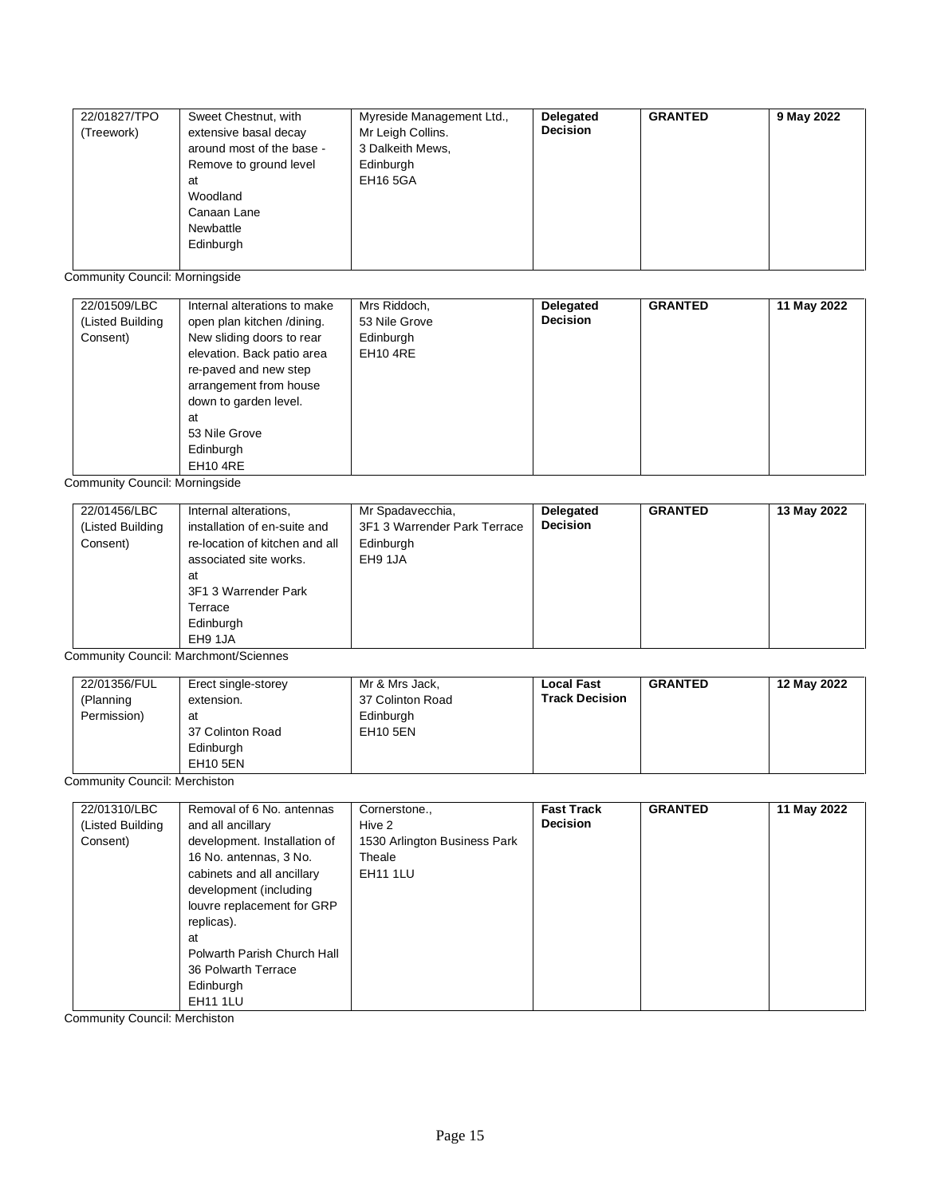| 22/01827/TPO (Treework) | Sweet Chestnut, with extensive basal decay around most of the base - Remove to ground level at Woodland Canaan Lane Newbattle Edinburgh | Myreside Management Ltd., Mr Leigh Collins. 3 Dalkeith Mews, Edinburgh EH16 5GA | **Delegated Decision** | **GRANTED** | **9 May 2022** |
|---|---|---|---|---|---|

Community Council: Morningside

| 22/01509/LBC (Listed Building Consent) | Internal alterations to make open plan kitchen /dining. New sliding doors to rear elevation. Back patio area re-paved and new step arrangement from house down to garden level. at 53 Nile Grove Edinburgh EH10 4RE | Mrs Riddoch, 53 Nile Grove Edinburgh EH10 4RE | **Delegated Decision** | **GRANTED** | **11 May 2022** |
|---|---|---|---|---|---|

Community Council: Morningside

| 22/01456/LBC (Listed Building Consent) | Internal alterations, installation of en-suite and re-location of kitchen and all associated site works. at 3F1 3 Warrender Park Terrace Edinburgh EH9 1JA | Mr Spadavecchia, 3F1 3 Warrender Park Terrace Edinburgh EH9 1JA | **Delegated Decision** | **GRANTED** | **13 May 2022** |
|---|---|---|---|---|---|

Community Council: Marchmont/Sciennes

| 22/01356/FUL (Planning Permission) | Erect single-storey extension. at 37 Colinton Road Edinburgh EH10 5EN | Mr & Mrs Jack, 37 Colinton Road Edinburgh EH10 5EN | **Local Fast Track Decision** | **GRANTED** | **12 May 2022** |
|---|---|---|---|---|---|

Community Council: Merchiston

| 22/01310/LBC (Listed Building Consent) | Removal of 6 No. antennas and all ancillary development. Installation of 16 No. antennas, 3 No. cabinets and all ancillary development (including louvre replacement for GRP replicas). at Polwarth Parish Church Hall 36 Polwarth Terrace Edinburgh EH11 1LU | Cornerstone., Hive 2 1530 Arlington Business Park Theale EH11 1LU | **Fast Track Decision** | **GRANTED** | **11 May 2022** |
|---|---|---|---|---|---|

Community Council: Merchiston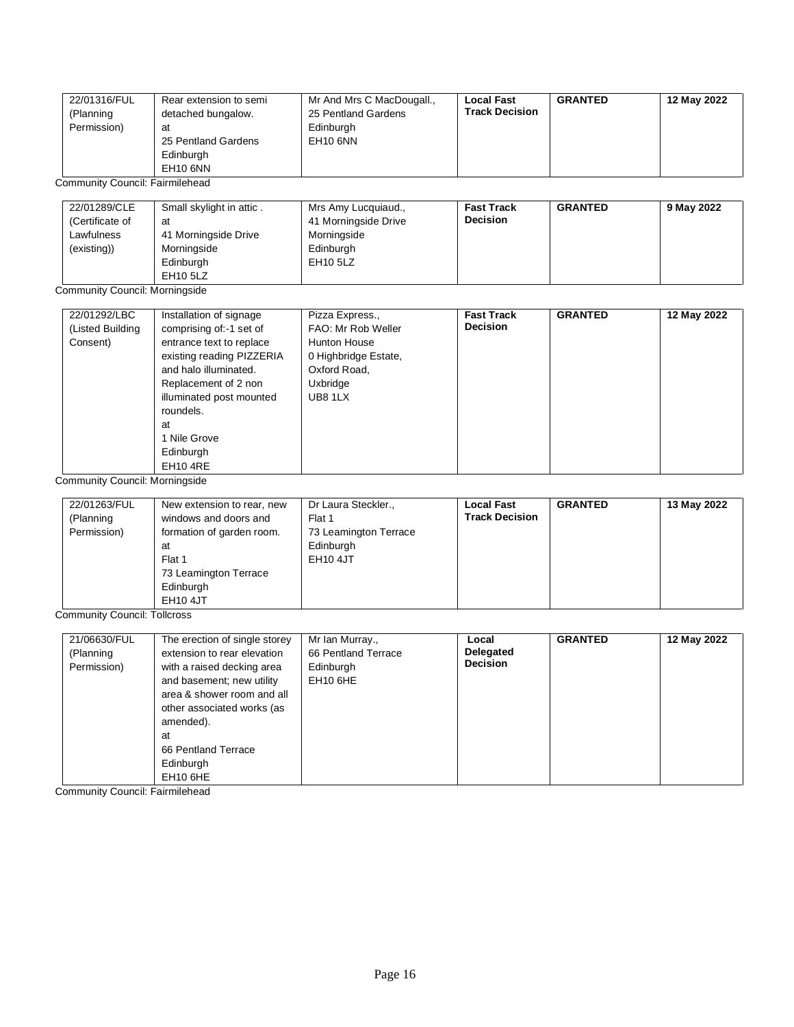| 22/01316/FUL (Planning Permission) | Rear extension to semi detached bungalow. at 25 Pentland Gardens Edinburgh EH10 6NN | Mr And Mrs C MacDougall., 25 Pentland Gardens Edinburgh EH10 6NN | **Local Fast Track Decision** | **GRANTED** | **12 May 2022** |
|---|---|---|---|---|---|

Community Council: Fairmilehead

| 22/01289/CLE (Certificate of Lawfulness (existing)) | Small skylight in attic . at 41 Morningside Drive Morningside Edinburgh EH10 5LZ | Mrs Amy Lucquiaud., 41 Morningside Drive Morningside Edinburgh EH10 5LZ | **Fast Track Decision** | **GRANTED** | **9 May 2022** |
|---|---|---|---|---|---|

Community Council: Morningside

| 22/01292/LBC (Listed Building Consent) | Installation of signage comprising of:-1 set of entrance text to replace existing reading PIZZERIA and halo illuminated. Replacement of 2 non illuminated post mounted roundels. at 1 Nile Grove Edinburgh EH10 4RE | Pizza Express., FAO: Mr Rob Weller Hunton House 0 Highbridge Estate, Oxford Road, Uxbridge UB8 1LX | **Fast Track Decision** | **GRANTED** | **12 May 2022** |
|---|---|---|---|---|---|

Community Council: Morningside

| 22/01263/FUL (Planning Permission) | New extension to rear, new windows and doors and formation of garden room. at Flat 1 73 Leamington Terrace Edinburgh EH10 4JT | Dr Laura Steckler., Flat 1 73 Leamington Terrace Edinburgh EH10 4JT | **Local Fast Track Decision** | **GRANTED** | **13 May 2022** |
|---|---|---|---|---|---|

Community Council: Tollcross

| 21/06630/FUL (Planning Permission) | The erection of single storey extension to rear elevation with a raised decking area and basement; new utility area & shower room and all other associated works (as amended). at 66 Pentland Terrace Edinburgh EH10 6HE | Mr Ian Murray., 66 Pentland Terrace Edinburgh EH10 6HE | **Local Delegated Decision** | **GRANTED** | **12 May 2022** |
|---|---|---|---|---|---|

Community Council: Fairmilehead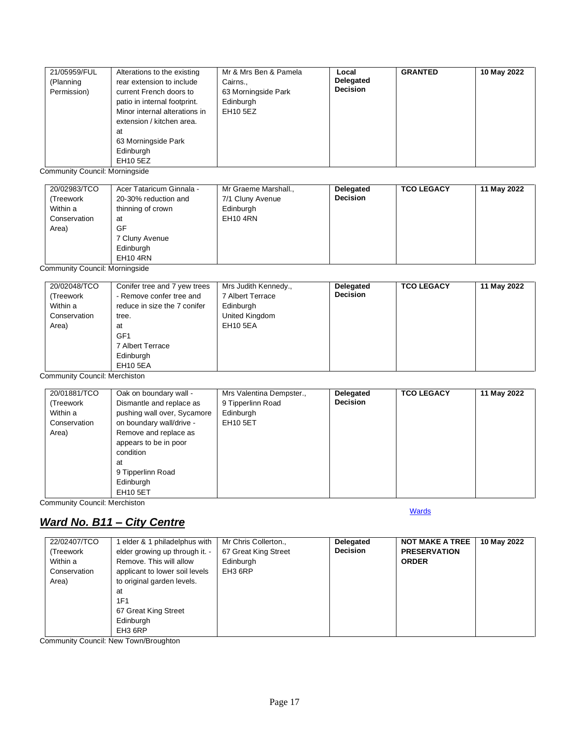| 21/05959/FUL (Planning Permission) | Alterations to the existing rear extension to include current French doors to patio in internal footprint. Minor internal alterations in extension / kitchen area. at 63 Morningside Park Edinburgh EH10 5EZ | Mr & Mrs Ben & Pamela Cairns., 63 Morningside Park Edinburgh EH10 5EZ | **Local Delegated Decision** | **GRANTED** | **10 May 2022** |
|---|---|---|---|---|---|

Community Council: Morningside

| 20/02983/TCO (Treework Within a Conservation Area) | Acer Tataricum Ginnala - 20-30% reduction and thinning of crown at GF 7 Cluny Avenue Edinburgh EH10 4RN | Mr Graeme Marshall., 7/1 Cluny Avenue Edinburgh EH10 4RN | **Delegated Decision** | **TCO LEGACY** | **11 May 2022** |
|---|---|---|---|---|---|

Community Council: Morningside

| 20/02048/TCO (Treework Within a Conservation Area) | Conifer tree and 7 yew trees - Remove confer tree and reduce in size the 7 conifer tree. at GF1 7 Albert Terrace Edinburgh EH10 5EA | Mrs Judith Kennedy., 7 Albert Terrace Edinburgh United Kingdom EH10 5EA | **Delegated Decision** | **TCO LEGACY** | **11 May 2022** |
|---|---|---|---|---|---|

Community Council: Merchiston

| 20/01881/TCO (Treework Within a Conservation Area) | Oak on boundary wall - Dismantle and replace as pushing wall over, Sycamore on boundary wall/drive - Remove and replace as appears to be in poor condition at 9 Tipperlinn Road Edinburgh EH10 5ET | Mrs Valentina Dempster., 9 Tipperlinn Road Edinburgh EH10 5ET | **Delegated Decision** | **TCO LEGACY** | **11 May 2022** |
|---|---|---|---|---|---|

Community Council: Merchiston

Wards

## ***Ward No. B11 – City Centre***

| 22/02407/TCO (Treework Within a Conservation Area) | 1 elder & 1 philadelphus with elder growing up through it. - Remove. This will allow applicant to lower soil levels to original garden levels. at 1F1 67 Great King Street Edinburgh EH3 6RP | Mr Chris Collerton., 67 Great King Street Edinburgh EH3 6RP | **Delegated Decision** | **NOT MAKE A TREE PRESERVATION ORDER** | **10 May 2022** |
|---|---|---|---|---|---|

Community Council: New Town/Broughton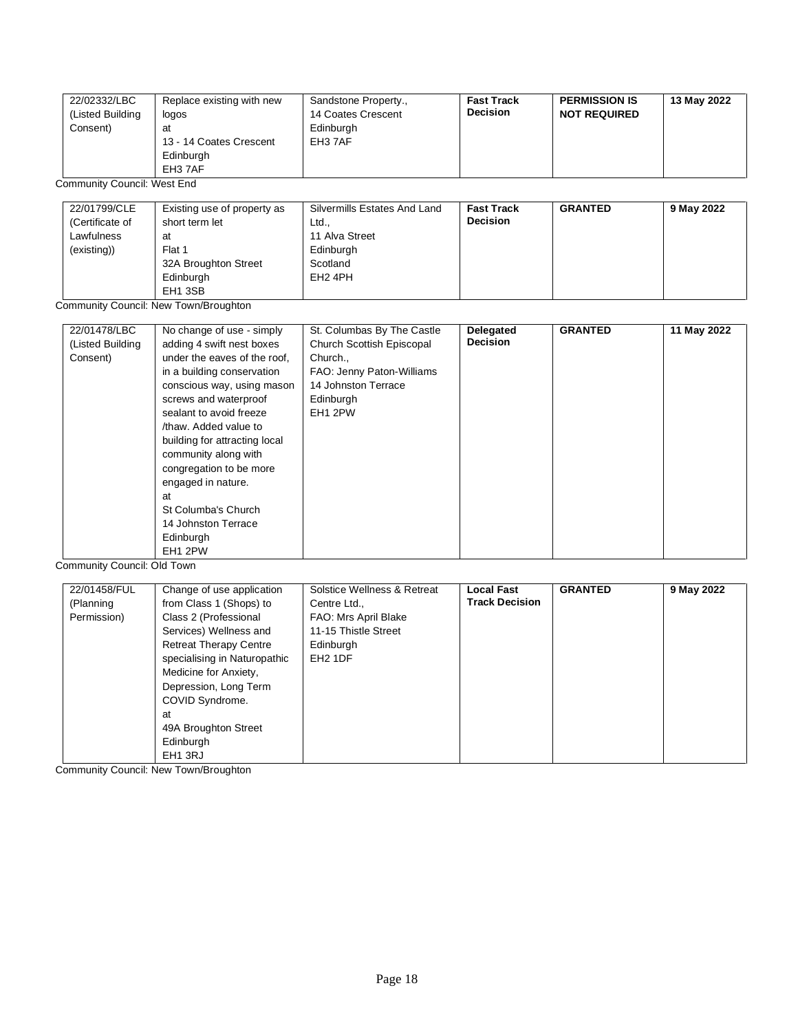| 22/02332/LBC (Listed Building Consent) | Replace existing with new logos at 13 - 14 Coates Crescent Edinburgh EH3 7AF | Sandstone Property., 14 Coates Crescent Edinburgh EH3 7AF | **Fast Track Decision** | **PERMISSION IS NOT REQUIRED** | **13 May 2022** |
|---|---|---|---|---|---|

Community Council: West End

| 22/01799/CLE (Certificate of Lawfulness (existing)) | Existing use of property as short term let at Flat 1 32A Broughton Street Edinburgh EH1 3SB | Silvermills Estates And Land Ltd., 11 Alva Street Edinburgh Scotland EH2 4PH | **Fast Track Decision** | **GRANTED** | **9 May 2022** |
|---|---|---|---|---|---|

Community Council: New Town/Broughton

| 22/01478/LBC (Listed Building Consent) | No change of use - simply adding 4 swift nest boxes under the eaves of the roof, in a building conservation conscious way, using mason screws and waterproof sealant to avoid freeze /thaw. Added value to building for attracting local community along with congregation to be more engaged in nature. at St Columba's Church 14 Johnston Terrace Edinburgh EH1 2PW | St. Columbas By The Castle Church Scottish Episcopal Church., FAO: Jenny Paton-Williams 14 Johnston Terrace Edinburgh EH1 2PW | **Delegated Decision** | **GRANTED** | **11 May 2022** |
|---|---|---|---|---|---|

Community Council: Old Town

| 22/01458/FUL (Planning Permission) | Change of use application from Class 1 (Shops) to Class 2 (Professional Services) Wellness and Retreat Therapy Centre specialising in Naturopathic Medicine for Anxiety, Depression, Long Term COVID Syndrome. at 49A Broughton Street Edinburgh EH1 3RJ | Solstice Wellness & Retreat Centre Ltd., FAO: Mrs April Blake 11-15 Thistle Street Edinburgh EH2 1DF | **Local Fast Track Decision** | **GRANTED** | **9 May 2022** |
|---|---|---|---|---|---|

Community Council: New Town/Broughton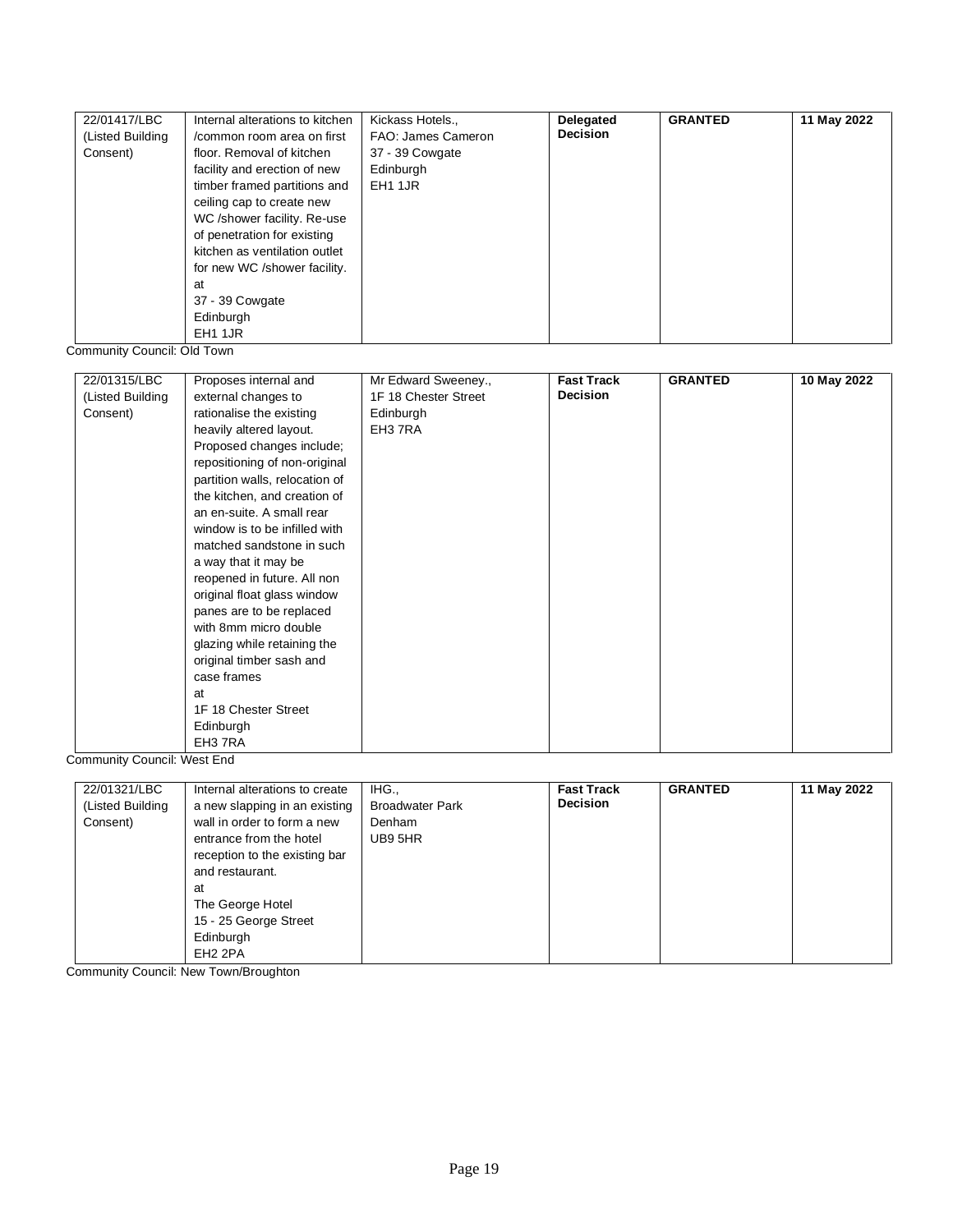| | | | | | |
|---|---|---|---|---|---|
| 22/01417/LBC (Listed Building Consent) | Internal alterations to kitchen /common room area on first floor. Removal of kitchen facility and erection of new timber framed partitions and ceiling cap to create new WC /shower facility. Re-use of penetration for existing kitchen as ventilation outlet for new WC /shower facility. at 37 - 39 Cowgate Edinburgh EH1 1JR | Kickass Hotels., FAO: James Cameron 37 - 39 Cowgate Edinburgh EH1 1JR | **Delegated Decision** | **GRANTED** | **11 May 2022** |

Community Council: Old Town

| | | | | | |
|---|---|---|---|---|---|
| 22/01315/LBC (Listed Building Consent) | Proposes internal and external changes to rationalise the existing heavily altered layout. Proposed changes include; repositioning of non-original partition walls, relocation of the kitchen, and creation of an en-suite. A small rear window is to be infilled with matched sandstone in such a way that it may be reopened in future. All non original float glass window panes are to be replaced with 8mm micro double glazing while retaining the original timber sash and case frames at 1F 18 Chester Street Edinburgh EH3 7RA | Mr Edward Sweeney., 1F 18 Chester Street Edinburgh EH3 7RA | **Fast Track Decision** | **GRANTED** | **10 May 2022** |

Community Council: West End

| | | | | | |
|---|---|---|---|---|---|
| 22/01321/LBC (Listed Building Consent) | Internal alterations to create a new slapping in an existing wall in order to form a new entrance from the hotel reception to the existing bar and restaurant. at The George Hotel 15 - 25 George Street Edinburgh EH2 2PA | IHG., Broadwater Park Denham UB9 5HR | **Fast Track Decision** | **GRANTED** | **11 May 2022** |

Community Council: New Town/Broughton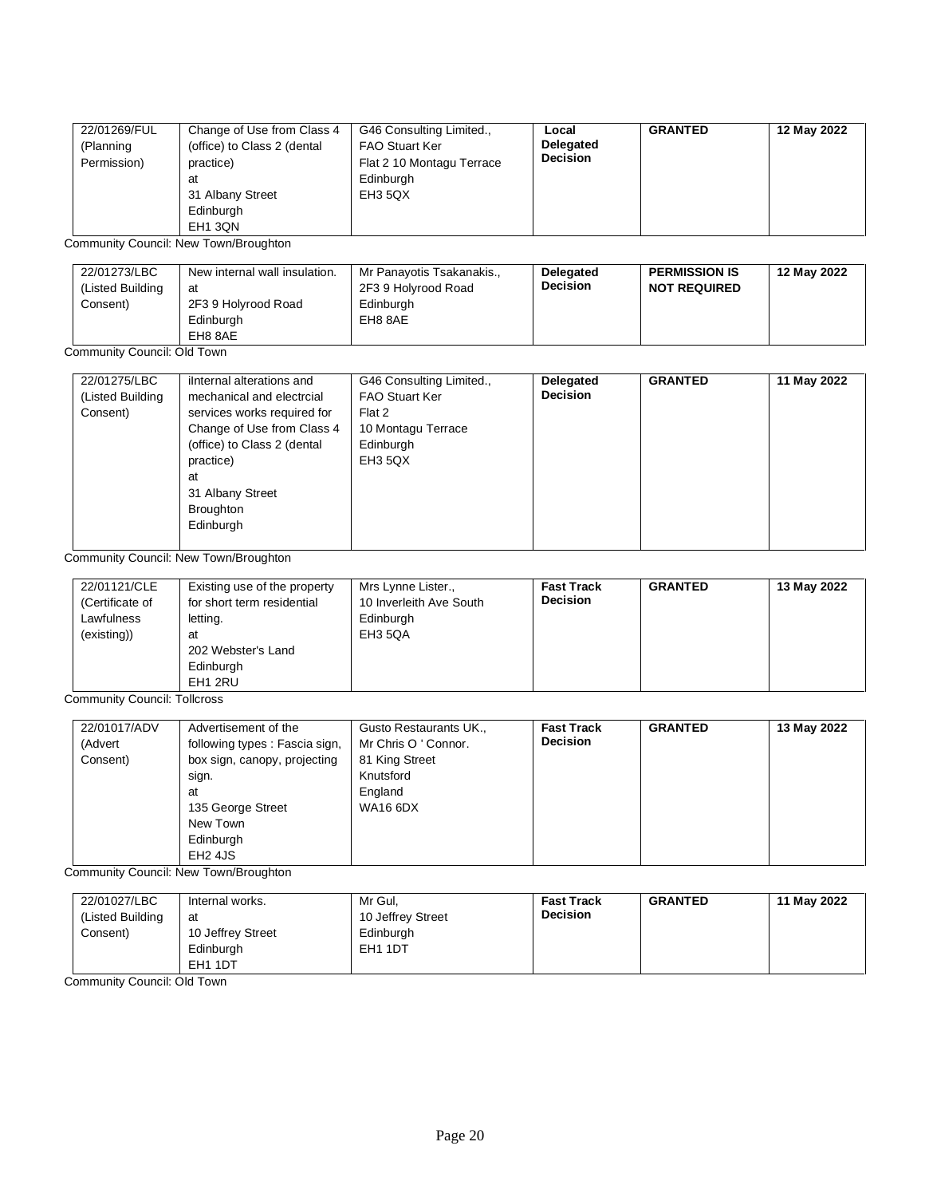| 22/01269/FUL (Planning Permission) | Change of Use from Class 4 (office) to Class 2 (dental practice) at 31 Albany Street Edinburgh EH1 3QN | G46 Consulting Limited., FAO Stuart Ker Flat 2 10 Montagu Terrace Edinburgh EH3 5QX | **Local Delegated Decision** | **GRANTED** | **12 May 2022** |
|---|---|---|---|---|---|

Community Council: New Town/Broughton

| 22/01273/LBC (Listed Building Consent) | New internal wall insulation. at 2F3 9 Holyrood Road Edinburgh EH8 8AE | Mr Panayotis Tsakanakis., 2F3 9 Holyrood Road Edinburgh EH8 8AE | **Delegated Decision** | **PERMISSION IS NOT REQUIRED** | **12 May 2022** |
|---|---|---|---|---|---|

Community Council: Old Town

| 22/01275/LBC (Listed Building Consent) | iInternal alterations and mechanical and electrcial services works required for Change of Use from Class 4 (office) to Class 2 (dental practice) at 31 Albany Street Broughton Edinburgh | G46 Consulting Limited., FAO Stuart Ker Flat 2 10 Montagu Terrace Edinburgh EH3 5QX | **Delegated Decision** | **GRANTED** | **11 May 2022** |
|---|---|---|---|---|---|

Community Council: New Town/Broughton

| 22/01121/CLE (Certificate of Lawfulness (existing)) | Existing use of the property for short term residential letting. at 202 Webster's Land Edinburgh EH1 2RU | Mrs Lynne Lister., 10 Inverleith Ave South Edinburgh EH3 5QA | **Fast Track Decision** | **GRANTED** | **13 May 2022** |
|---|---|---|---|---|---|

Community Council: Tollcross

| 22/01017/ADV (Advert Consent) | Advertisement of the following types : Fascia sign, box sign, canopy, projecting sign. at 135 George Street New Town Edinburgh EH2 4JS | Gusto Restaurants UK., Mr Chris O ' Connor. 81 King Street Knutsford England WA16 6DX | **Fast Track Decision** | **GRANTED** | **13 May 2022** |
|---|---|---|---|---|---|

Community Council: New Town/Broughton

| 22/01027/LBC (Listed Building Consent) | Internal works. at 10 Jeffrey Street Edinburgh EH1 1DT | Mr Gul, 10 Jeffrey Street Edinburgh EH1 1DT | **Fast Track Decision** | **GRANTED** | **11 May 2022** |
|---|---|---|---|---|---|

Community Council: Old Town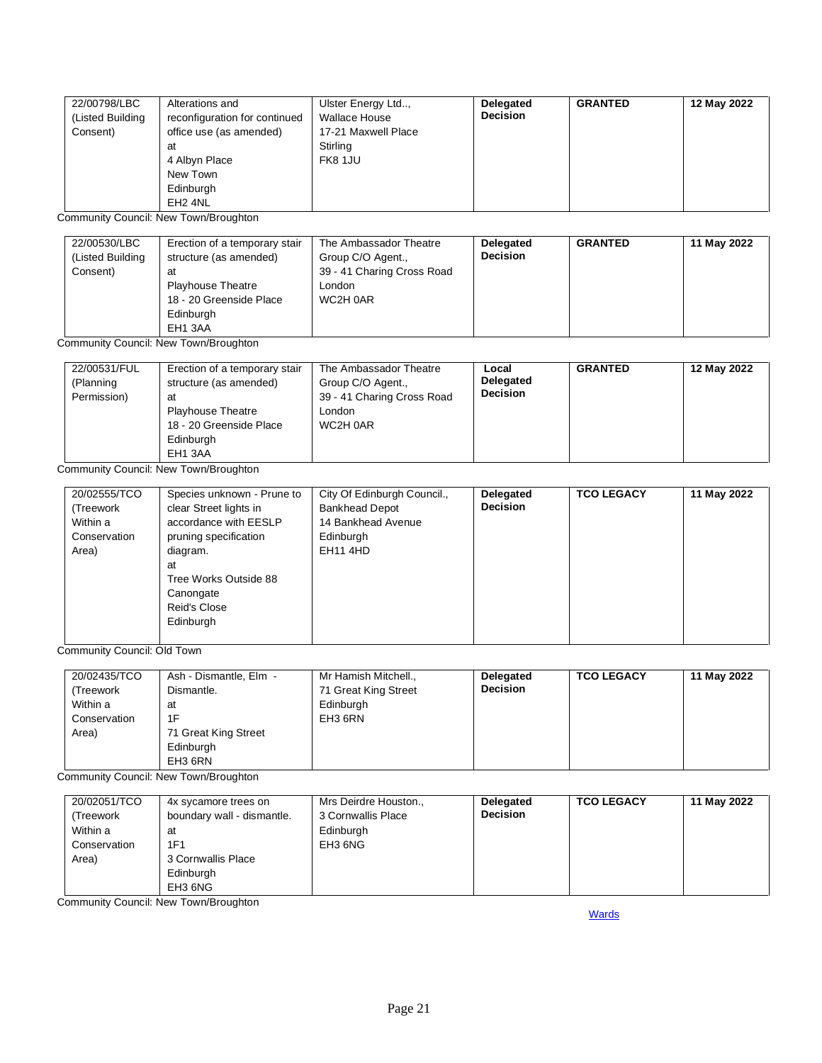| 22/00798/LBC (Listed Building Consent) | Alterations and reconfiguration for continued office use (as amended) at 4 Albyn Place New Town Edinburgh EH2 4NL | Ulster Energy Ltd.., Wallace House 17-21 Maxwell Place Stirling FK8 1JU | **Delegated Decision** | **GRANTED** | **12 May 2022** |
|---|---|---|---|---|---|

Community Council: New Town/Broughton

| 22/00530/LBC (Listed Building Consent) | Erection of a temporary stair structure (as amended) at Playhouse Theatre 18 - 20 Greenside Place Edinburgh EH1 3AA | The Ambassador Theatre Group C/O Agent., 39 - 41 Charing Cross Road London WC2H 0AR | **Delegated Decision** | **GRANTED** | **11 May 2022** |
|---|---|---|---|---|---|

Community Council: New Town/Broughton

| 22/00531/FUL (Planning Permission) | Erection of a temporary stair structure (as amended) at Playhouse Theatre 18 - 20 Greenside Place Edinburgh EH1 3AA | The Ambassador Theatre Group C/O Agent., 39 - 41 Charing Cross Road London WC2H 0AR | **Local Delegated Decision** | **GRANTED** | **12 May 2022** |
|---|---|---|---|---|---|

Community Council: New Town/Broughton

| 20/02555/TCO (Treework Within a Conservation Area) | Species unknown - Prune to clear Street lights in accordance with EESLP pruning specification diagram. at Tree Works Outside 88 Canongate Reid's Close Edinburgh | City Of Edinburgh Council., Bankhead Depot 14 Bankhead Avenue Edinburgh EH11 4HD | **Delegated Decision** | **TCO LEGACY** | **11 May 2022** |
|---|---|---|---|---|---|

Community Council: Old Town

| 20/02435/TCO (Treework Within a Conservation Area) | Ash - Dismantle, Elm - Dismantle. at 1F 71 Great King Street Edinburgh EH3 6RN | Mr Hamish Mitchell., 71 Great King Street Edinburgh EH3 6RN | **Delegated Decision** | **TCO LEGACY** | **11 May 2022** |
|---|---|---|---|---|---|

Community Council: New Town/Broughton

| 20/02051/TCO (Treework Within a Conservation Area) | 4x sycamore trees on boundary wall - dismantle. at 1F1 3 Cornwallis Place Edinburgh EH3 6NG | Mrs Deirdre Houston., 3 Cornwallis Place Edinburgh EH3 6NG | **Delegated Decision** | **TCO LEGACY** | **11 May 2022** |
|---|---|---|---|---|---|

Community Council: New Town/Broughton

Wards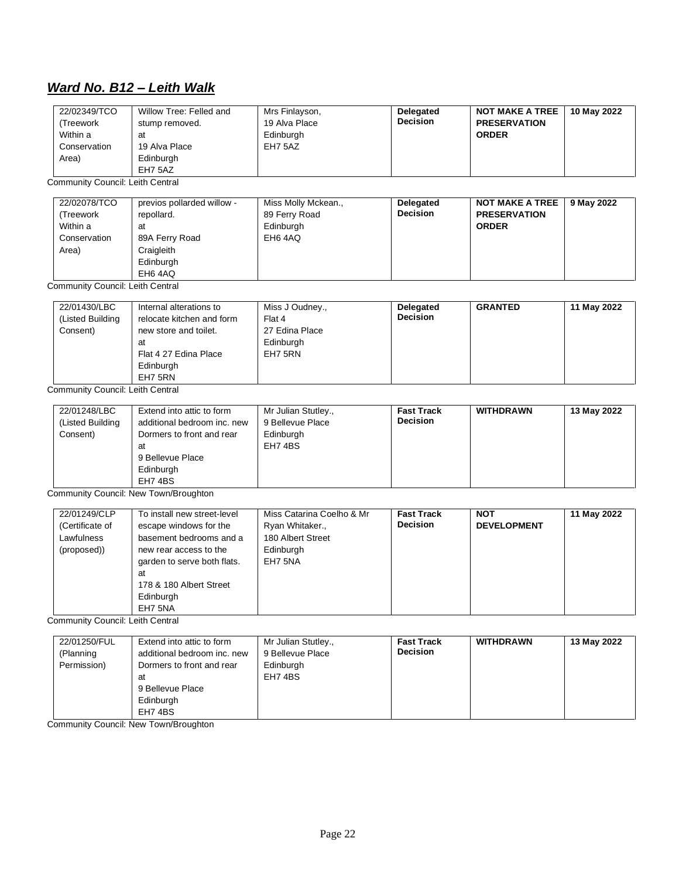## ***Ward No. B12 – Leith Walk***

| | | | | | |
|---|---|---|---|---|---|
| 22/02349/TCO (Treework Within a Conservation Area) | Willow Tree: Felled and stump removed. at 19 Alva Place Edinburgh EH7 5AZ | Mrs Finlayson, 19 Alva Place Edinburgh EH7 5AZ | **Delegated Decision** | **NOT MAKE A TREE PRESERVATION ORDER** | **10 May 2022** |

Community Council: Leith Central

| | | | | | |
|---|---|---|---|---|---|
| 22/02078/TCO (Treework Within a Conservation Area) | previos pollarded willow - repollard. at 89A Ferry Road Craigleith Edinburgh EH6 4AQ | Miss Molly Mckean., 89 Ferry Road Edinburgh EH6 4AQ | **Delegated Decision** | **NOT MAKE A TREE PRESERVATION ORDER** | **9 May 2022** |

Community Council: Leith Central

| | | | | | |
|---|---|---|---|---|---|
| 22/01430/LBC (Listed Building Consent) | Internal alterations to relocate kitchen and form new store and toilet. at Flat 4 27 Edina Place Edinburgh EH7 5RN | Miss J Oudney., Flat 4 27 Edina Place Edinburgh EH7 5RN | **Delegated Decision** | **GRANTED** | **11 May 2022** |

Community Council: Leith Central

| | | | | | |
|---|---|---|---|---|---|
| 22/01248/LBC (Listed Building Consent) | Extend into attic to form additional bedroom inc. new Dormers to front and rear at 9 Bellevue Place Edinburgh EH7 4BS | Mr Julian Stutley., 9 Bellevue Place Edinburgh EH7 4BS | **Fast Track Decision** | **WITHDRAWN** | **13 May 2022** |

Community Council: New Town/Broughton

| | | | | | |
|---|---|---|---|---|---|
| 22/01249/CLP (Certificate of Lawfulness (proposed)) | To install new street-level escape windows for the basement bedrooms and a new rear access to the garden to serve both flats. at 178 & 180 Albert Street Edinburgh EH7 5NA | Miss Catarina Coelho & Mr Ryan Whitaker., 180 Albert Street Edinburgh EH7 5NA | **Fast Track Decision** | **NOT DEVELOPMENT** | **11 May 2022** |

Community Council: Leith Central

| | | | | | |
|---|---|---|---|---|---|
| 22/01250/FUL (Planning Permission) | Extend into attic to form additional bedroom inc. new Dormers to front and rear at 9 Bellevue Place Edinburgh EH7 4BS | Mr Julian Stutley., 9 Bellevue Place Edinburgh EH7 4BS | **Fast Track Decision** | **WITHDRAWN** | **13 May 2022** |

Community Council: New Town/Broughton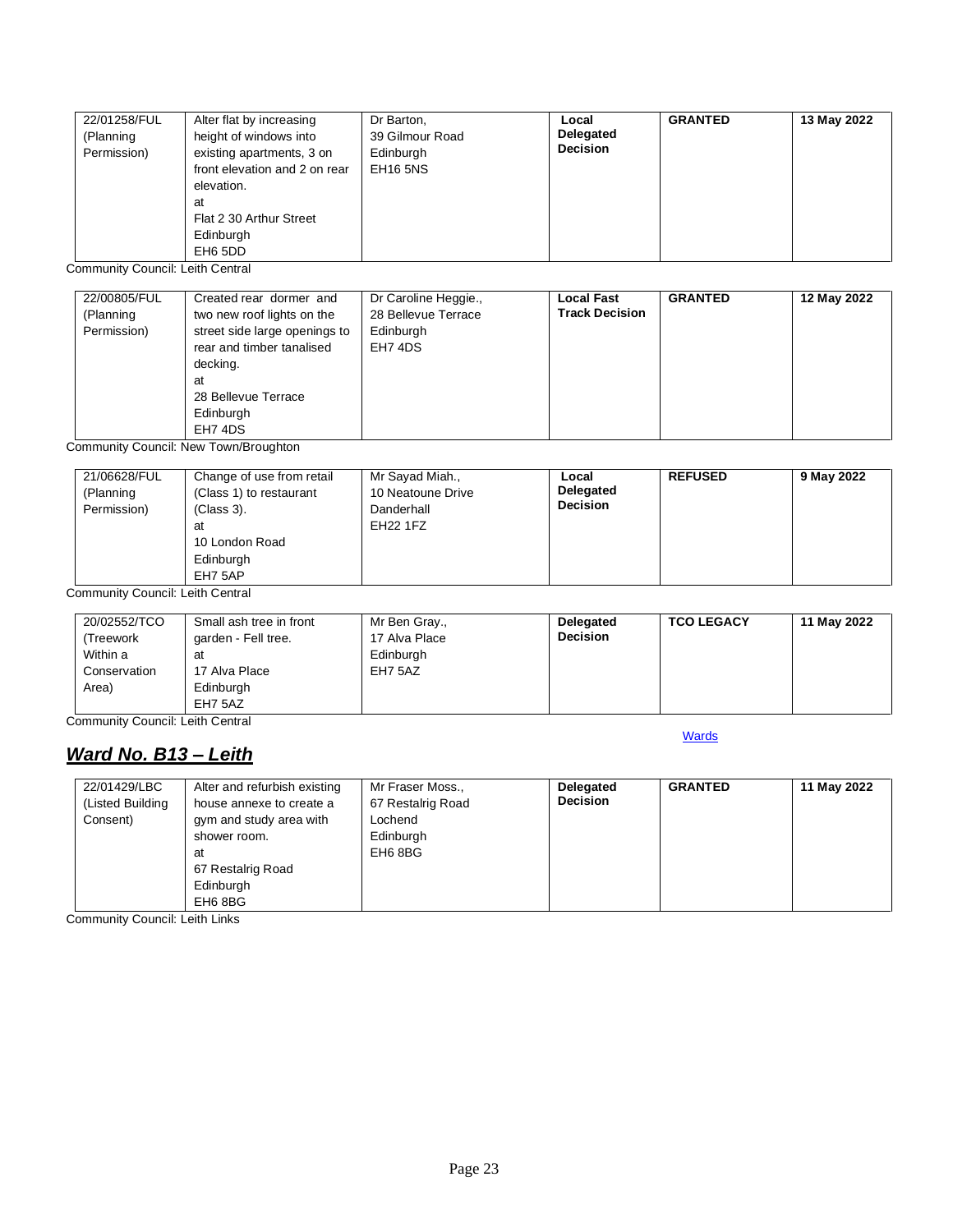| | | | | | |
|---|---|---|---|---|---|
| 22/01258/FUL (Planning Permission) | Alter flat by increasing height of windows into existing apartments, 3 on front elevation and 2 on rear elevation. at Flat 2 30 Arthur Street Edinburgh EH6 5DD | Dr Barton, 39 Gilmour Road Edinburgh EH16 5NS | **Local Delegated Decision** | **GRANTED** | **13 May 2022** |

Community Council: Leith Central

| | | | | | |
|---|---|---|---|---|---|
| 22/00805/FUL (Planning Permission) | Created rear dormer and two new roof lights on the street side large openings to rear and timber tanalised decking. at 28 Bellevue Terrace Edinburgh EH7 4DS | Dr Caroline Heggie., 28 Bellevue Terrace Edinburgh EH7 4DS | **Local Fast Track Decision** | **GRANTED** | **12 May 2022** |

Community Council: New Town/Broughton

| | | | | | |
|---|---|---|---|---|---|
| 21/06628/FUL (Planning Permission) | Change of use from retail (Class 1) to restaurant (Class 3). at 10 London Road Edinburgh EH7 5AP | Mr Sayad Miah., 10 Neatoune Drive Danderhall EH22 1FZ | **Local Delegated Decision** | **REFUSED** | **9 May 2022** |

Community Council: Leith Central

| | | | | | |
|---|---|---|---|---|---|
| 20/02552/TCO (Treework Within a Conservation Area) | Small ash tree in front garden - Fell tree. at 17 Alva Place Edinburgh EH7 5AZ | Mr Ben Gray., 17 Alva Place Edinburgh EH7 5AZ | **Delegated Decision** | **TCO LEGACY** | **11 May 2022** |

Community Council: Leith Central

Wards

## ***Ward No. B13 – Leith***

| | | | | | |
|---|---|---|---|---|---|
| 22/01429/LBC (Listed Building Consent) | Alter and refurbish existing house annexe to create a gym and study area with shower room. at 67 Restalrig Road Edinburgh EH6 8BG | Mr Fraser Moss., 67 Restalrig Road Lochend Edinburgh EH6 8BG | **Delegated Decision** | **GRANTED** | **11 May 2022** |

Community Council: Leith Links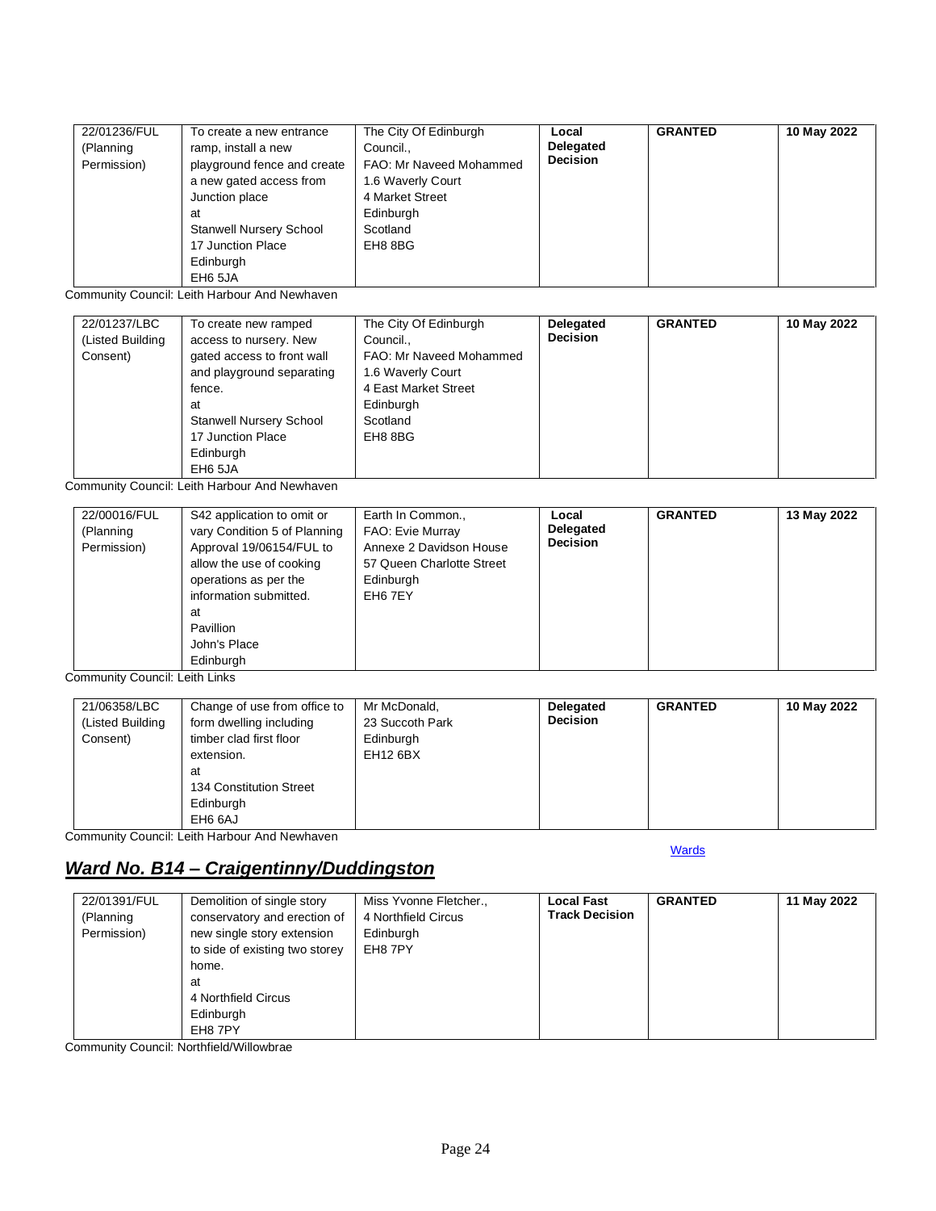| | | | | | |
|---|---|---|---|---|---|
| 22/01236/FUL (Planning Permission) | To create a new entrance ramp, install a new playground fence and create a new gated access from Junction place at Stanwell Nursery School 17 Junction Place Edinburgh EH6 5JA | The City Of Edinburgh Council., FAO: Mr Naveed Mohammed 1.6 Waverly Court 4 Market Street Edinburgh Scotland EH8 8BG | **Local Delegated Decision** | **GRANTED** | **10 May 2022** |

Community Council: Leith Harbour And Newhaven

| | | | | | |
|---|---|---|---|---|---|
| 22/01237/LBC (Listed Building Consent) | To create new ramped access to nursery. New gated access to front wall and playground separating fence. at Stanwell Nursery School 17 Junction Place Edinburgh EH6 5JA | The City Of Edinburgh Council., FAO: Mr Naveed Mohammed 1.6 Waverly Court 4 East Market Street Edinburgh Scotland EH8 8BG | **Delegated Decision** | **GRANTED** | **10 May 2022** |

Community Council: Leith Harbour And Newhaven

| | | | | | |
|---|---|---|---|---|---|
| 22/00016/FUL (Planning Permission) | S42 application to omit or vary Condition 5 of Planning Approval 19/06154/FUL to allow the use of cooking operations as per the information submitted. at Pavillion John's Place Edinburgh | Earth In Common., FAO: Evie Murray Annexe 2 Davidson House 57 Queen Charlotte Street Edinburgh EH6 7EY | **Local Delegated Decision** | **GRANTED** | **13 May 2022** |

Community Council: Leith Links

| | | | | | |
|---|---|---|---|---|---|
| 21/06358/LBC (Listed Building Consent) | Change of use from office to form dwelling including timber clad first floor extension. at 134 Constitution Street Edinburgh EH6 6AJ | Mr McDonald, 23 Succoth Park Edinburgh EH12 6BX | **Delegated Decision** | **GRANTED** | **10 May 2022** |

Community Council: Leith Harbour And Newhaven

Wards

## ***Ward No. B14 – Craigentinny/Duddingston***

| | | | | | |
|---|---|---|---|---|---|
| 22/01391/FUL (Planning Permission) | Demolition of single story conservatory and erection of new single story extension to side of existing two storey home. at 4 Northfield Circus Edinburgh EH8 7PY | Miss Yvonne Fletcher., 4 Northfield Circus Edinburgh EH8 7PY | **Local Fast Track Decision** | **GRANTED** | **11 May 2022** |

Community Council: Northfield/Willowbrae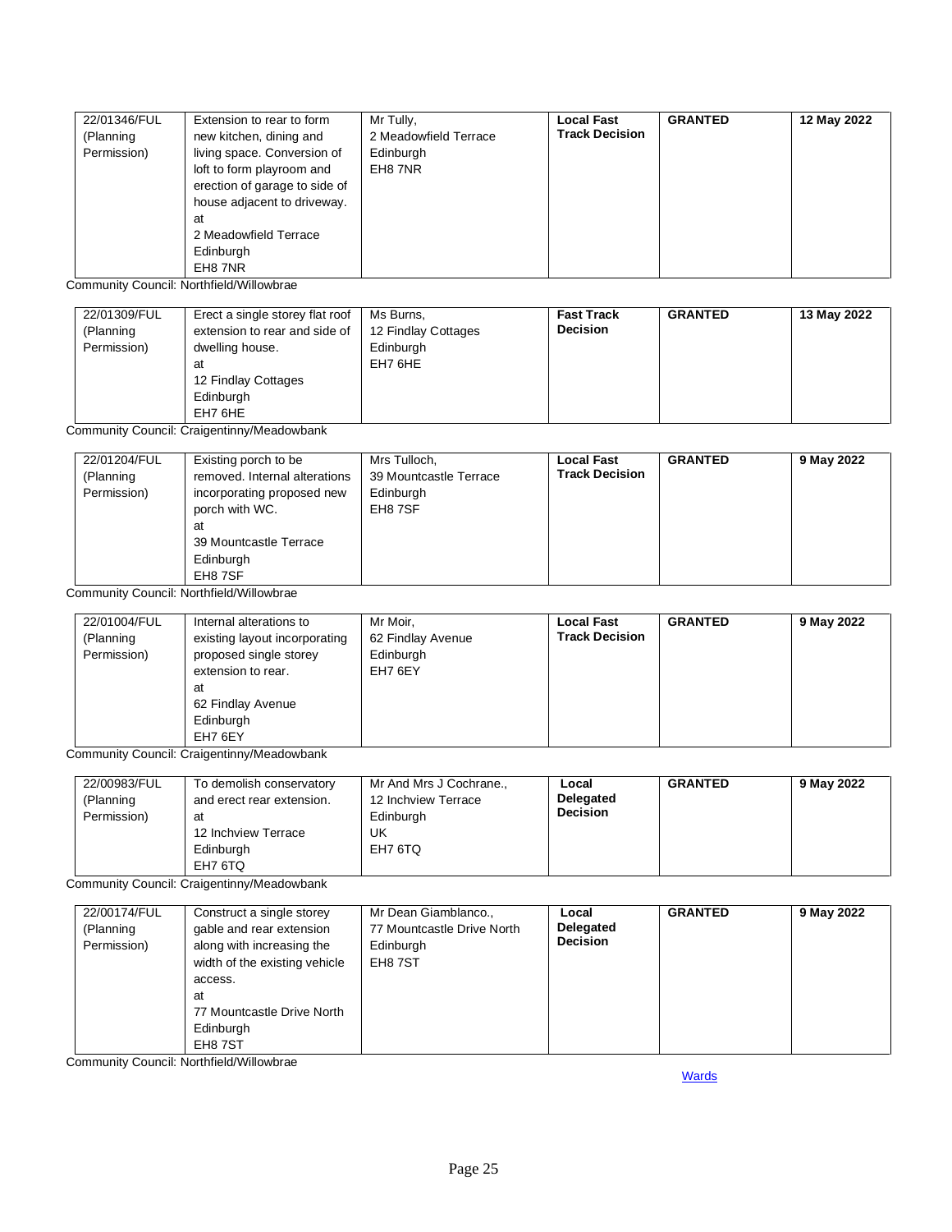| | | | | | |
|---|---|---|---|---|---|
| 22/01346/FUL (Planning Permission) | Extension to rear to form new kitchen, dining and living space. Conversion of loft to form playroom and erection of garage to side of house adjacent to driveway. at 2 Meadowfield Terrace Edinburgh EH8 7NR | Mr Tully, 2 Meadowfield Terrace Edinburgh EH8 7NR | **Local Fast Track Decision** | **GRANTED** | **12 May 2022** |

Community Council: Northfield/Willowbrae

| | | | | | |
|---|---|---|---|---|---|
| 22/01309/FUL (Planning Permission) | Erect a single storey flat roof extension to rear and side of dwelling house. at 12 Findlay Cottages Edinburgh EH7 6HE | Ms Burns, 12 Findlay Cottages Edinburgh EH7 6HE | **Fast Track Decision** | **GRANTED** | **13 May 2022** |

Community Council: Craigentinny/Meadowbank

| | | | | | |
|---|---|---|---|---|---|
| 22/01204/FUL (Planning Permission) | Existing porch to be removed. Internal alterations incorporating proposed new porch with WC. at 39 Mountcastle Terrace Edinburgh EH8 7SF | Mrs Tulloch, 39 Mountcastle Terrace Edinburgh EH8 7SF | **Local Fast Track Decision** | **GRANTED** | **9 May 2022** |

Community Council: Northfield/Willowbrae

| | | | | | |
|---|---|---|---|---|---|
| 22/01004/FUL (Planning Permission) | Internal alterations to existing layout incorporating proposed single storey extension to rear. at 62 Findlay Avenue Edinburgh EH7 6EY | Mr Moir, 62 Findlay Avenue Edinburgh EH7 6EY | **Local Fast Track Decision** | **GRANTED** | **9 May 2022** |

Community Council: Craigentinny/Meadowbank

| | | | | | |
|---|---|---|---|---|---|
| 22/00983/FUL (Planning Permission) | To demolish conservatory and erect rear extension. at 12 Inchview Terrace Edinburgh EH7 6TQ | Mr And Mrs J Cochrane., 12 Inchview Terrace Edinburgh UK EH7 6TQ | **Local Delegated Decision** | **GRANTED** | **9 May 2022** |

Community Council: Craigentinny/Meadowbank

| | | | | | |
|---|---|---|---|---|---|
| 22/00174/FUL (Planning Permission) | Construct a single storey gable and rear extension along with increasing the width of the existing vehicle access. at 77 Mountcastle Drive North Edinburgh EH8 7ST | Mr Dean Giamblanco., 77 Mountcastle Drive North Edinburgh EH8 7ST | **Local Delegated Decision** | **GRANTED** | **9 May 2022** |

Community Council: Northfield/Willowbrae

Wards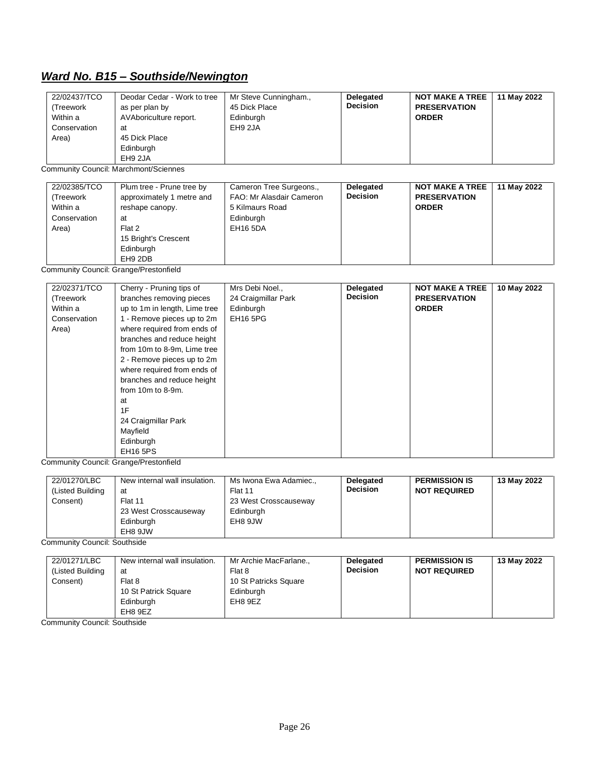## ***Ward No. B15 – Southside/Newington***

| | | | | | |
|---|---|---|---|---|---|
| 22/02437/TCO (Treework Within a Conservation Area) | Deodar Cedar - Work to tree as per plan by AVAboriculture report. at 45 Dick Place Edinburgh EH9 2JA | Mr Steve Cunningham., 45 Dick Place Edinburgh EH9 2JA | **Delegated Decision** | **NOT MAKE A TREE PRESERVATION ORDER** | **11 May 2022** |

Community Council: Marchmont/Sciennes

| | | | | | |
|---|---|---|---|---|---|
| 22/02385/TCO (Treework Within a Conservation Area) | Plum tree - Prune tree by approximately 1 metre and reshape canopy. at Flat 2 15 Bright's Crescent Edinburgh EH9 2DB | Cameron Tree Surgeons., FAO: Mr Alasdair Cameron 5 Kilmaurs Road Edinburgh EH16 5DA | **Delegated Decision** | **NOT MAKE A TREE PRESERVATION ORDER** | **11 May 2022** |

Community Council: Grange/Prestonfield

| | | | | | |
|---|---|---|---|---|---|
| 22/02371/TCO (Treework Within a Conservation Area) | Cherry - Pruning tips of branches removing pieces up to 1m in length, Lime tree 1 - Remove pieces up to 2m where required from ends of branches and reduce height from 10m to 8-9m, Lime tree 2 - Remove pieces up to 2m where required from ends of branches and reduce height from 10m to 8-9m. at 1F 24 Craigmillar Park Mayfield Edinburgh EH16 5PS | Mrs Debi Noel., 24 Craigmillar Park Edinburgh EH16 5PG | **Delegated Decision** | **NOT MAKE A TREE PRESERVATION ORDER** | **10 May 2022** |

Community Council: Grange/Prestonfield

| | | | | | |
|---|---|---|---|---|---|
| 22/01270/LBC (Listed Building Consent) | New internal wall insulation. at Flat 11 23 West Crosscauseway Edinburgh EH8 9JW | Ms Iwona Ewa Adamiec., Flat 11 23 West Crosscauseway Edinburgh EH8 9JW | **Delegated Decision** | **PERMISSION IS NOT REQUIRED** | **13 May 2022** |

Community Council: Southside

| | | | | | |
|---|---|---|---|---|---|
| 22/01271/LBC (Listed Building Consent) | New internal wall insulation. at Flat 8 10 St Patrick Square Edinburgh EH8 9EZ | Mr Archie MacFarlane., Flat 8 10 St Patricks Square Edinburgh EH8 9EZ | **Delegated Decision** | **PERMISSION IS NOT REQUIRED** | **13 May 2022** |

Community Council: Southside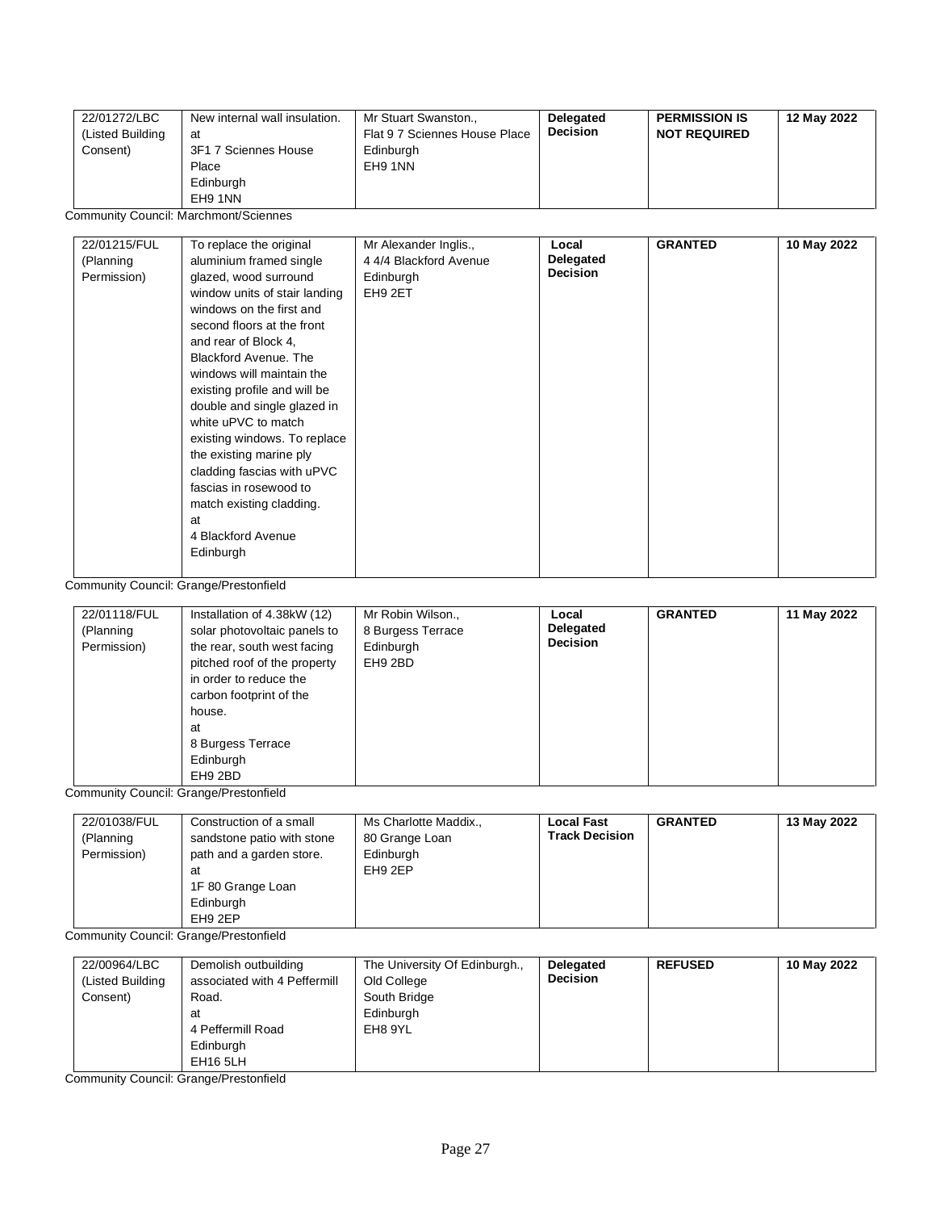| | | | | | |
|---|---|---|---|---|---|
| 22/01272/LBC (Listed Building Consent) | New internal wall insulation. at 3F1 7 Sciennes House Place Edinburgh EH9 1NN | Mr Stuart Swanston., Flat 9 7 Sciennes House Place Edinburgh EH9 1NN | **Delegated Decision** | **PERMISSION IS NOT REQUIRED** | **12 May 2022** |

Community Council: Marchmont/Sciennes

| | | | | | |
|---|---|---|---|---|---|
| 22/01215/FUL (Planning Permission) | To replace the original aluminium framed single glazed, wood surround window units of stair landing windows on the first and second floors at the front and rear of Block 4, Blackford Avenue. The windows will maintain the existing profile and will be double and single glazed in white uPVC to match existing windows. To replace the existing marine ply cladding fascias with uPVC fascias in rosewood to match existing cladding. at 4 Blackford Avenue Edinburgh | Mr Alexander Inglis., 4 4/4 Blackford Avenue Edinburgh EH9 2ET | **Local Delegated Decision** | **GRANTED** | **10 May 2022** |

Community Council: Grange/Prestonfield

| | | | | | |
|---|---|---|---|---|---|
| 22/01118/FUL (Planning Permission) | Installation of 4.38kW (12) solar photovoltaic panels to the rear, south west facing pitched roof of the property in order to reduce the carbon footprint of the house. at 8 Burgess Terrace Edinburgh EH9 2BD | Mr Robin Wilson., 8 Burgess Terrace Edinburgh EH9 2BD | **Local Delegated Decision** | **GRANTED** | **11 May 2022** |

Community Council: Grange/Prestonfield

| | | | | | |
|---|---|---|---|---|---|
| 22/01038/FUL (Planning Permission) | Construction of a small sandstone patio with stone path and a garden store. at 1F 80 Grange Loan Edinburgh EH9 2EP | Ms Charlotte Maddix., 80 Grange Loan Edinburgh EH9 2EP | **Local Fast Track Decision** | **GRANTED** | **13 May 2022** |

Community Council: Grange/Prestonfield

| | | | | | |
|---|---|---|---|---|---|
| 22/00964/LBC (Listed Building Consent) | Demolish outbuilding associated with 4 Peffermill Road. at 4 Peffermill Road Edinburgh EH16 5LH | The University Of Edinburgh., Old College South Bridge Edinburgh EH8 9YL | **Delegated Decision** | **REFUSED** | **10 May 2022** |

Community Council: Grange/Prestonfield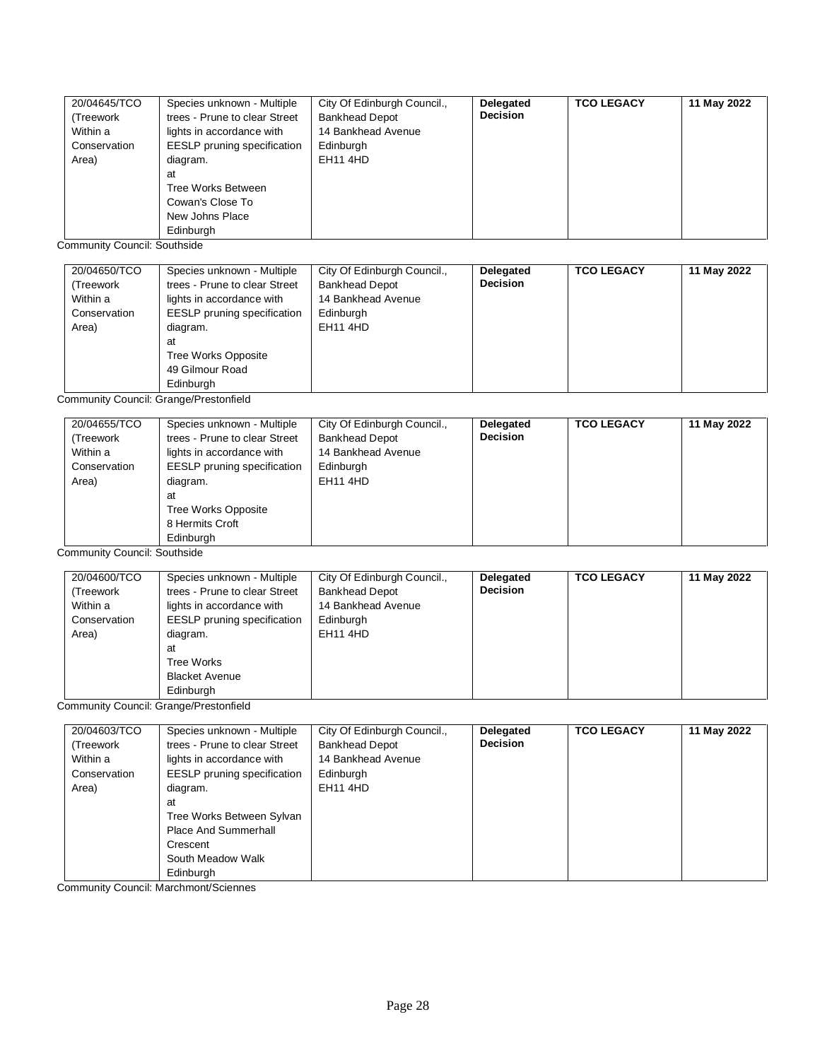| | | | | | |
|---|---|---|---|---|---|
| 20/04645/TCO (Treework Within a Conservation Area) | Species unknown - Multiple trees - Prune to clear Street lights in accordance with EESLP pruning specification diagram. at Tree Works Between Cowan's Close To New Johns Place Edinburgh | City Of Edinburgh Council., Bankhead Depot 14 Bankhead Avenue Edinburgh EH11 4HD | **Delegated Decision** | **TCO LEGACY** | **11 May 2022** |

Community Council: Southside

| | | | | | |
|---|---|---|---|---|---|
| 20/04650/TCO (Treework Within a Conservation Area) | Species unknown - Multiple trees - Prune to clear Street lights in accordance with EESLP pruning specification diagram. at Tree Works Opposite 49 Gilmour Road Edinburgh | City Of Edinburgh Council., Bankhead Depot 14 Bankhead Avenue Edinburgh EH11 4HD | **Delegated Decision** | **TCO LEGACY** | **11 May 2022** |

Community Council: Grange/Prestonfield

| | | | | | |
|---|---|---|---|---|---|
| 20/04655/TCO (Treework Within a Conservation Area) | Species unknown - Multiple trees - Prune to clear Street lights in accordance with EESLP pruning specification diagram. at Tree Works Opposite 8 Hermits Croft Edinburgh | City Of Edinburgh Council., Bankhead Depot 14 Bankhead Avenue Edinburgh EH11 4HD | **Delegated Decision** | **TCO LEGACY** | **11 May 2022** |

Community Council: Southside

| | | | | | |
|---|---|---|---|---|---|
| 20/04600/TCO (Treework Within a Conservation Area) | Species unknown - Multiple trees - Prune to clear Street lights in accordance with EESLP pruning specification diagram. at Tree Works Blacket Avenue Edinburgh | City Of Edinburgh Council., Bankhead Depot 14 Bankhead Avenue Edinburgh EH11 4HD | **Delegated Decision** | **TCO LEGACY** | **11 May 2022** |

Community Council: Grange/Prestonfield

| | | | | | |
|---|---|---|---|---|---|
| 20/04603/TCO (Treework Within a Conservation Area) | Species unknown - Multiple trees - Prune to clear Street lights in accordance with EESLP pruning specification diagram. at Tree Works Between Sylvan Place And Summerhall Crescent South Meadow Walk Edinburgh | City Of Edinburgh Council., Bankhead Depot 14 Bankhead Avenue Edinburgh EH11 4HD | **Delegated Decision** | **TCO LEGACY** | **11 May 2022** |

Community Council: Marchmont/Sciennes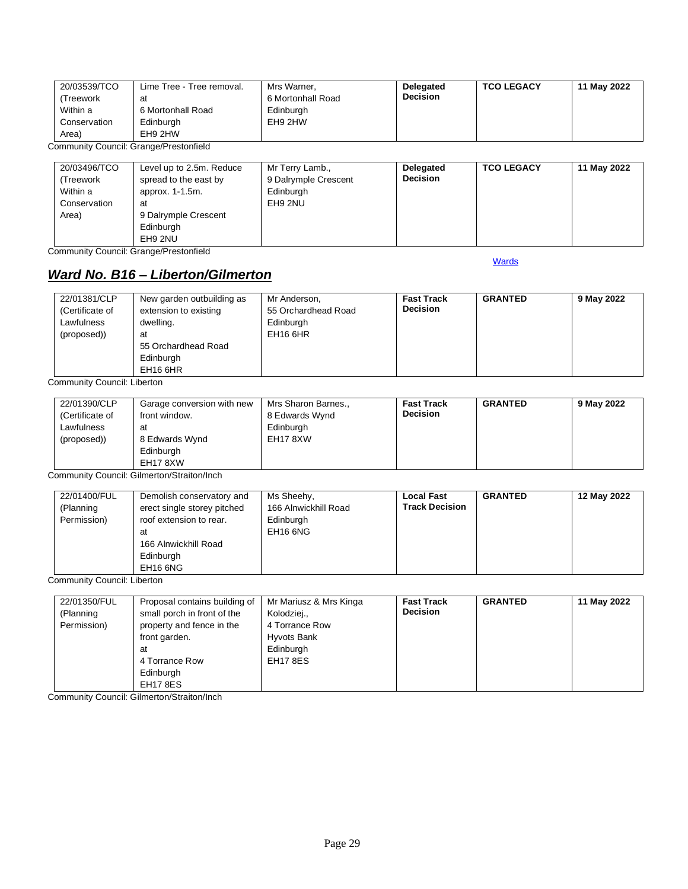| | | | | | |
|---|---|---|---|---|---|
| 20/03539/TCO (Treework Within a Conservation Area) | Lime Tree - Tree removal. at 6 Mortonhall Road Edinburgh EH9 2HW | Mrs Warner, 6 Mortonhall Road Edinburgh EH9 2HW | **Delegated Decision** | **TCO LEGACY** | **11 May 2022** |

Community Council: Grange/Prestonfield

| | | | | | |
|---|---|---|---|---|---|
| 20/03496/TCO (Treework Within a Conservation Area) | Level up to 2.5m. Reduce spread to the east by approx. 1-1.5m. at 9 Dalrymple Crescent Edinburgh EH9 2NU | Mr Terry Lamb., 9 Dalrymple Crescent Edinburgh EH9 2NU | **Delegated Decision** | **TCO LEGACY** | **11 May 2022** |

Community Council: Grange/Prestonfield

Wards

## *Ward No. B16 – Liberton/Gilmerton*

| | | | | | |
|---|---|---|---|---|---|
| 22/01381/CLP (Certificate of Lawfulness (proposed)) | New garden outbuilding as extension to existing dwelling. at 55 Orchardhead Road Edinburgh EH16 6HR | Mr Anderson, 55 Orchardhead Road Edinburgh EH16 6HR | **Fast Track Decision** | **GRANTED** | **9 May 2022** |

Community Council: Liberton

| | | | | | |
|---|---|---|---|---|---|
| 22/01390/CLP (Certificate of Lawfulness (proposed)) | Garage conversion with new front window. at 8 Edwards Wynd Edinburgh EH17 8XW | Mrs Sharon Barnes., 8 Edwards Wynd Edinburgh EH17 8XW | **Fast Track Decision** | **GRANTED** | **9 May 2022** |

Community Council: Gilmerton/Straiton/Inch

| | | | | | |
|---|---|---|---|---|---|
| 22/01400/FUL (Planning Permission) | Demolish conservatory and erect single storey pitched roof extension to rear. at 166 Alnwickhill Road Edinburgh EH16 6NG | Ms Sheehy, 166 Alnwickhill Road Edinburgh EH16 6NG | **Local Fast Track Decision** | **GRANTED** | **12 May 2022** |

Community Council: Liberton

| | | | | | |
|---|---|---|---|---|---|
| 22/01350/FUL (Planning Permission) | Proposal contains building of small porch in front of the property and fence in the front garden. at 4 Torrance Row Edinburgh EH17 8ES | Mr Mariusz & Mrs Kinga Kolodziej., 4 Torrance Row Hyvots Bank Edinburgh EH17 8ES | **Fast Track Decision** | **GRANTED** | **11 May 2022** |

Community Council: Gilmerton/Straiton/Inch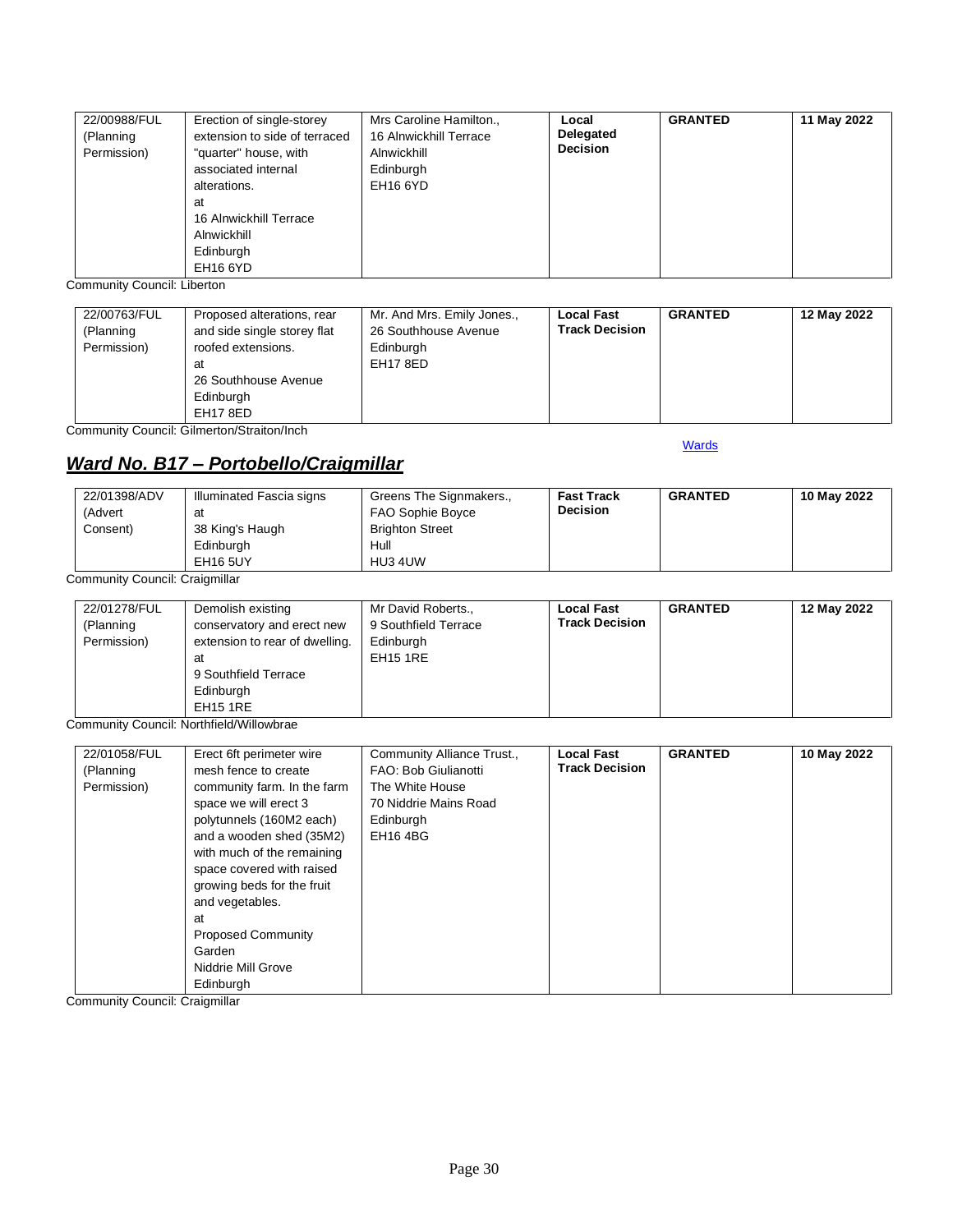| | | | | | |
|---|---|---|---|---|---|
| 22/00988/FUL (Planning Permission) | Erection of single-storey extension to side of terraced "quarter" house, with associated internal alterations. at 16 Alnwickhill Terrace Alnwickhill Edinburgh EH16 6YD | Mrs Caroline Hamilton., 16 Alnwickhill Terrace Alnwickhill Edinburgh EH16 6YD | **Local Delegated Decision** | **GRANTED** | **11 May 2022** |

Community Council: Liberton

| | | | | | |
|---|---|---|---|---|---|
| 22/00763/FUL (Planning Permission) | Proposed alterations, rear and side single storey flat roofed extensions. at 26 Southhouse Avenue Edinburgh EH17 8ED | Mr. And Mrs. Emily Jones., 26 Southhouse Avenue Edinburgh EH17 8ED | **Local Fast Track Decision** | **GRANTED** | **12 May 2022** |

Community Council: Gilmerton/Straiton/Inch

Wards

## ***Ward No. B17 – Portobello/Craigmillar***

| | | | | | |
|---|---|---|---|---|---|
| 22/01398/ADV (Advert Consent) | Illuminated Fascia signs at 38 King's Haugh Edinburgh EH16 5UY | Greens The Signmakers., FAO Sophie Boyce Brighton Street Hull HU3 4UW | **Fast Track Decision** | **GRANTED** | **10 May 2022** |

Community Council: Craigmillar

| | | | | | |
|---|---|---|---|---|---|
| 22/01278/FUL (Planning Permission) | Demolish existing conservatory and erect new extension to rear of dwelling. at 9 Southfield Terrace Edinburgh EH15 1RE | Mr David Roberts., 9 Southfield Terrace Edinburgh EH15 1RE | **Local Fast Track Decision** | **GRANTED** | **12 May 2022** |

Community Council: Northfield/Willowbrae

| | | | | | |
|---|---|---|---|---|---|
| 22/01058/FUL (Planning Permission) | Erect 6ft perimeter wire mesh fence to create community farm. In the farm space we will erect 3 polytunnels (160M2 each) and a wooden shed (35M2) with much of the remaining space covered with raised growing beds for the fruit and vegetables. at Proposed Community Garden Niddrie Mill Grove Edinburgh | Community Alliance Trust., FAO: Bob Giulianotti The White House 70 Niddrie Mains Road Edinburgh EH16 4BG | **Local Fast Track Decision** | **GRANTED** | **10 May 2022** |

Community Council: Craigmillar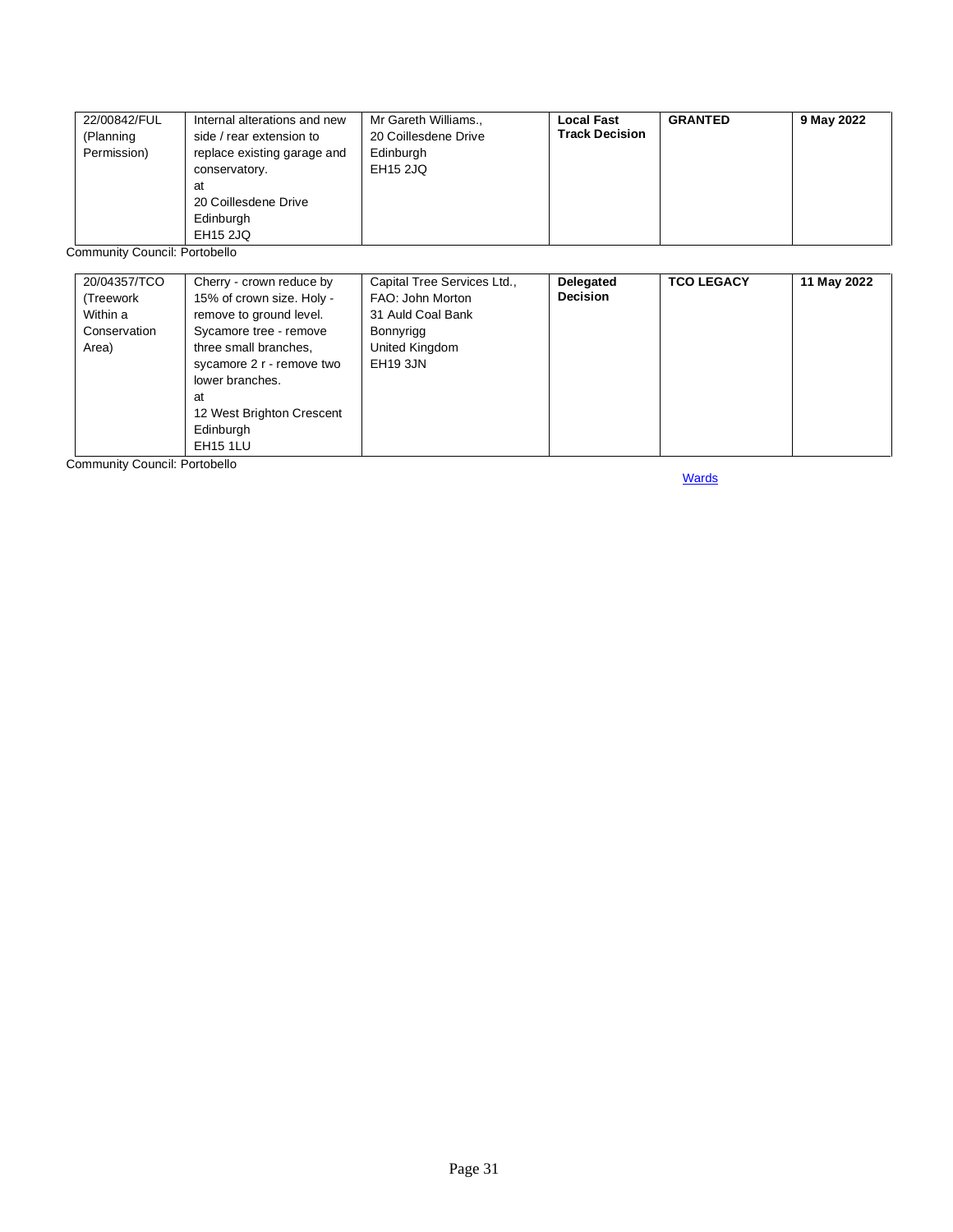| | | | | | |
|---|---|---|---|---|---|
| 22/00842/FUL (Planning Permission) | Internal alterations and new side / rear extension to replace existing garage and conservatory. at 20 Coillesdene Drive Edinburgh EH15 2JQ | Mr Gareth Williams., 20 Coillesdene Drive Edinburgh EH15 2JQ | **Local Fast Track Decision** | **GRANTED** | **9 May 2022** |

Community Council: Portobello

| | | | | | |
|---|---|---|---|---|---|
| 20/04357/TCO (Treework Within a Conservation Area) | Cherry - crown reduce by 15% of crown size. Holy - remove to ground level. Sycamore tree - remove three small branches, sycamore 2 r - remove two lower branches. at 12 West Brighton Crescent Edinburgh EH15 1LU | Capital Tree Services Ltd., FAO: John Morton 31 Auld Coal Bank Bonnyrigg United Kingdom EH19 3JN | **Delegated Decision** | **TCO LEGACY** | **11 May 2022** |

Community Council: Portobello

Wards